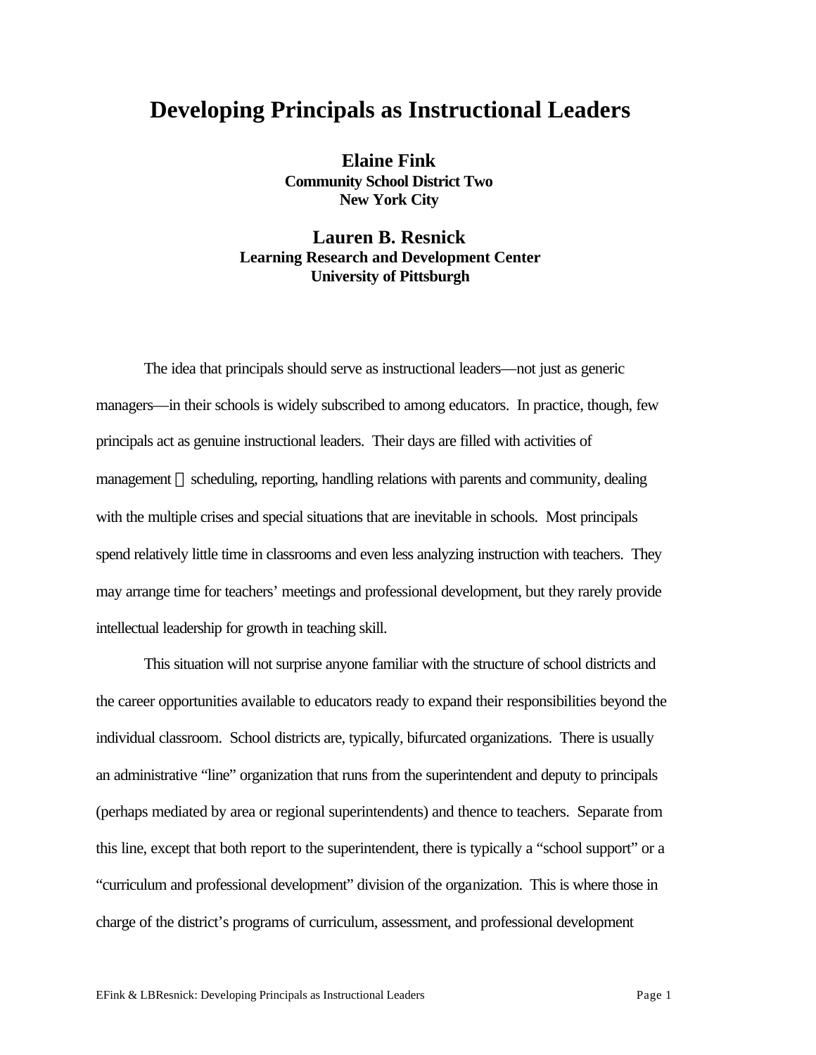# Developing Principals as Instructional Leaders

**Elaine Fink**
**Community School District Two**
**New York City**

**Lauren B. Resnick**
**Learning Research and Development Center**
**University of Pittsburgh**

The idea that principals should serve as instructional leaders—not just as generic managers—in their schools is widely subscribed to among educators. In practice, though, few principals act as genuine instructional leaders. Their days are filled with activities of management — scheduling, reporting, handling relations with parents and community, dealing with the multiple crises and special situations that are inevitable in schools. Most principals spend relatively little time in classrooms and even less analyzing instruction with teachers. They may arrange time for teachers' meetings and professional development, but they rarely provide intellectual leadership for growth in teaching skill.

This situation will not surprise anyone familiar with the structure of school districts and the career opportunities available to educators ready to expand their responsibilities beyond the individual classroom. School districts are, typically, bifurcated organizations. There is usually an administrative "line" organization that runs from the superintendent and deputy to principals (perhaps mediated by area or regional superintendents) and thence to teachers. Separate from this line, except that both report to the superintendent, there is typically a "school support" or a "curriculum and professional development" division of the organization. This is where those in charge of the district's programs of curriculum, assessment, and professional development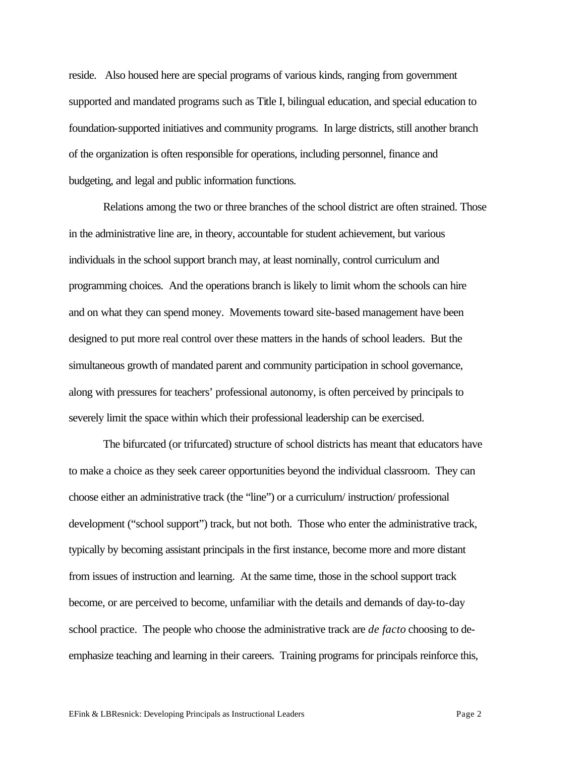reside. Also housed here are special programs of various kinds, ranging from government supported and mandated programs such as Title I, bilingual education, and special education to foundation-supported initiatives and community programs. In large districts, still another branch of the organization is often responsible for operations, including personnel, finance and budgeting, and legal and public information functions.

Relations among the two or three branches of the school district are often strained. Those in the administrative line are, in theory, accountable for student achievement, but various individuals in the school support branch may, at least nominally, control curriculum and programming choices. And the operations branch is likely to limit whom the schools can hire and on what they can spend money. Movements toward site-based management have been designed to put more real control over these matters in the hands of school leaders. But the simultaneous growth of mandated parent and community participation in school governance, along with pressures for teachers' professional autonomy, is often perceived by principals to severely limit the space within which their professional leadership can be exercised.

The bifurcated (or trifurcated) structure of school districts has meant that educators have to make a choice as they seek career opportunities beyond the individual classroom. They can choose either an administrative track (the "line") or a curriculum/ instruction/ professional development ("school support") track, but not both. Those who enter the administrative track, typically by becoming assistant principals in the first instance, become more and more distant from issues of instruction and learning. At the same time, those in the school support track become, or are perceived to become, unfamiliar with the details and demands of day-to-day school practice. The people who choose the administrative track are *de facto* choosing to de-emphasize teaching and learning in their careers. Training programs for principals reinforce this,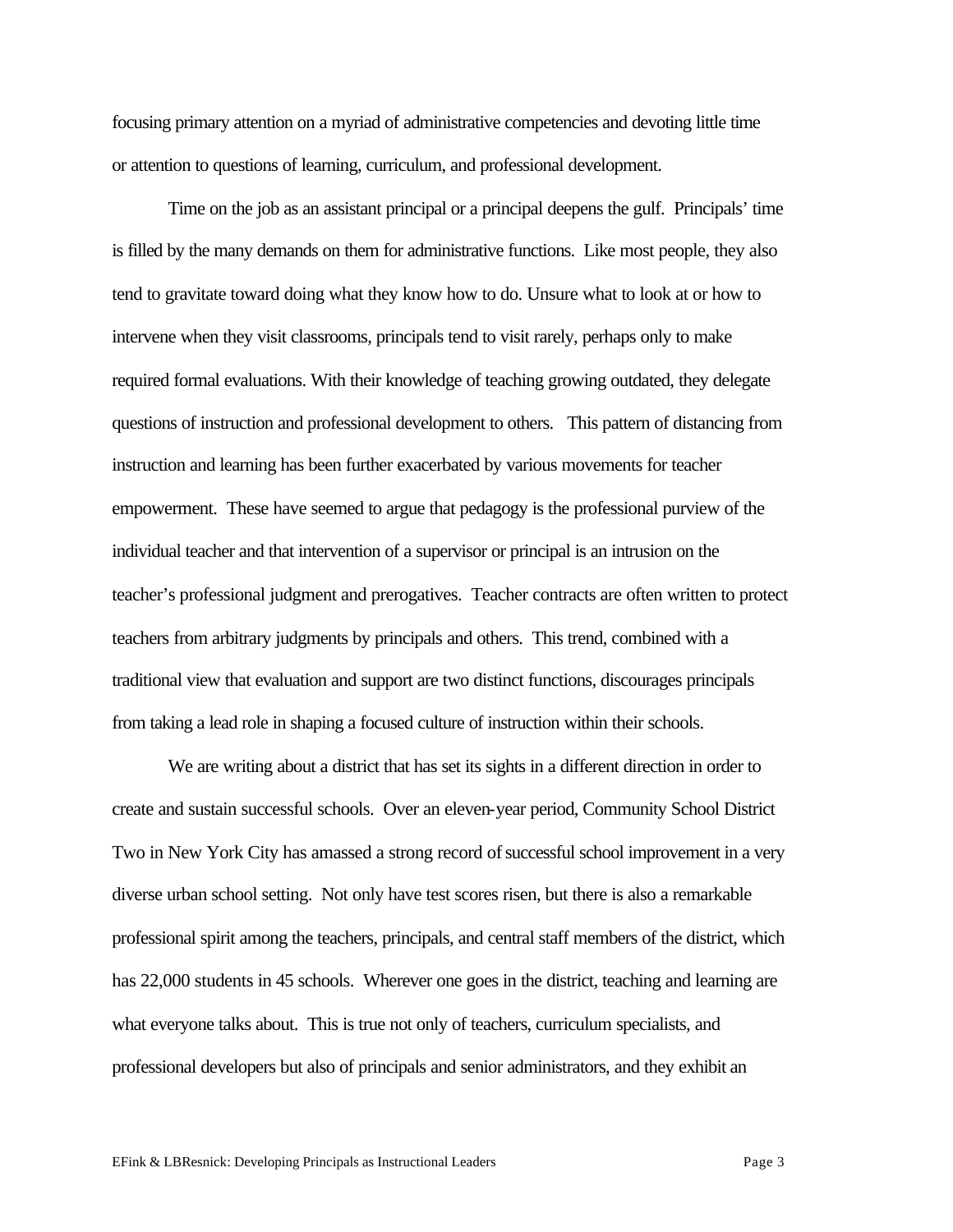focusing primary attention on a myriad of administrative competencies and devoting little time or attention to questions of learning, curriculum, and professional development.

Time on the job as an assistant principal or a principal deepens the gulf. Principals' time is filled by the many demands on them for administrative functions. Like most people, they also tend to gravitate toward doing what they know how to do. Unsure what to look at or how to intervene when they visit classrooms, principals tend to visit rarely, perhaps only to make required formal evaluations. With their knowledge of teaching growing outdated, they delegate questions of instruction and professional development to others. This pattern of distancing from instruction and learning has been further exacerbated by various movements for teacher empowerment. These have seemed to argue that pedagogy is the professional purview of the individual teacher and that intervention of a supervisor or principal is an intrusion on the teacher's professional judgment and prerogatives. Teacher contracts are often written to protect teachers from arbitrary judgments by principals and others. This trend, combined with a traditional view that evaluation and support are two distinct functions, discourages principals from taking a lead role in shaping a focused culture of instruction within their schools.

We are writing about a district that has set its sights in a different direction in order to create and sustain successful schools. Over an eleven-year period, Community School District Two in New York City has amassed a strong record of successful school improvement in a very diverse urban school setting. Not only have test scores risen, but there is also a remarkable professional spirit among the teachers, principals, and central staff members of the district, which has 22,000 students in 45 schools. Wherever one goes in the district, teaching and learning are what everyone talks about. This is true not only of teachers, curriculum specialists, and professional developers but also of principals and senior administrators, and they exhibit an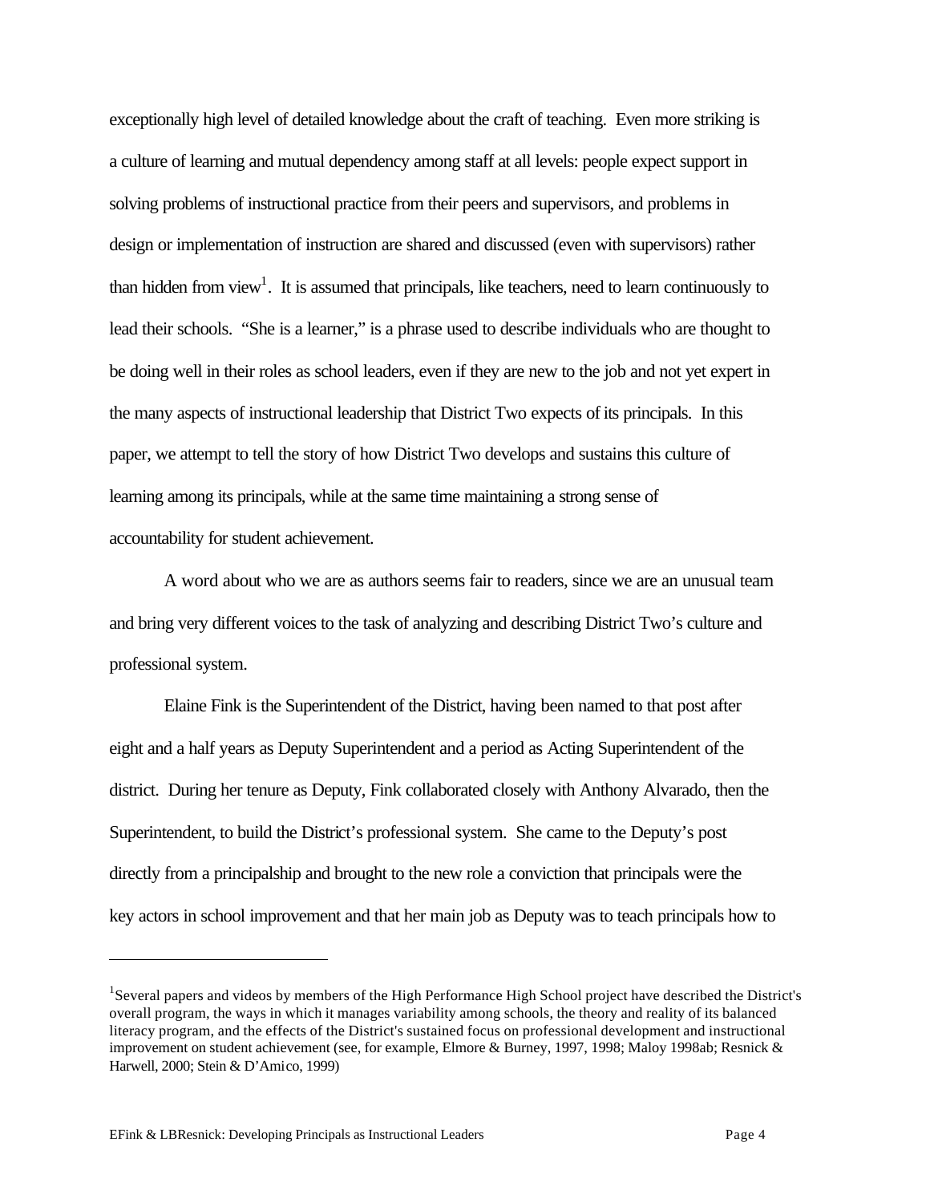exceptionally high level of detailed knowledge about the craft of teaching. Even more striking is a culture of learning and mutual dependency among staff at all levels: people expect support in solving problems of instructional practice from their peers and supervisors, and problems in design or implementation of instruction are shared and discussed (even with supervisors) rather than hidden from view[1]. It is assumed that principals, like teachers, need to learn continuously to lead their schools. "She is a learner," is a phrase used to describe individuals who are thought to be doing well in their roles as school leaders, even if they are new to the job and not yet expert in the many aspects of instructional leadership that District Two expects of its principals. In this paper, we attempt to tell the story of how District Two develops and sustains this culture of learning among its principals, while at the same time maintaining a strong sense of accountability for student achievement.

A word about who we are as authors seems fair to readers, since we are an unusual team and bring very different voices to the task of analyzing and describing District Two's culture and professional system.

Elaine Fink is the Superintendent of the District, having been named to that post after eight and a half years as Deputy Superintendent and a period as Acting Superintendent of the district. During her tenure as Deputy, Fink collaborated closely with Anthony Alvarado, then the Superintendent, to build the District's professional system. She came to the Deputy's post directly from a principalship and brought to the new role a conviction that principals were the key actors in school improvement and that her main job as Deputy was to teach principals how to

---

[1]Several papers and videos by members of the High Performance High School project have described the District's overall program, the ways in which it manages variability among schools, the theory and reality of its balanced literacy program, and the effects of the District's sustained focus on professional development and instructional improvement on student achievement (see, for example, Elmore & Burney, 1997, 1998; Maloy 1998ab; Resnick & Harwell, 2000; Stein & D'Amico, 1999)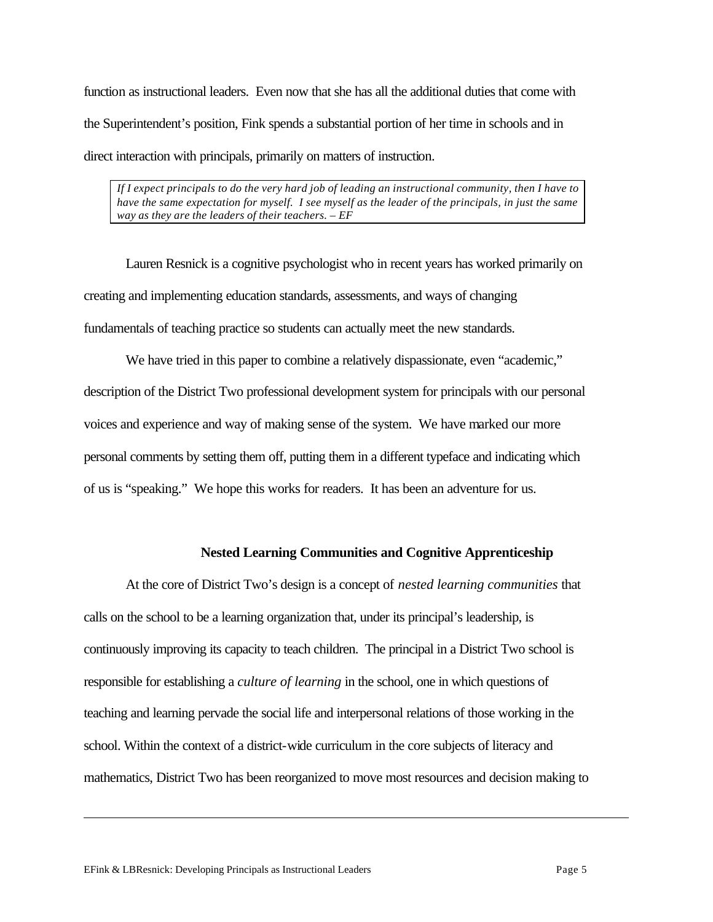function as instructional leaders. Even now that she has all the additional duties that come with the Superintendent's position, Fink spends a substantial portion of her time in schools and in direct interaction with principals, primarily on matters of instruction.

> *If I expect principals to do the very hard job of leading an instructional community, then I have to have the same expectation for myself. I see myself as the leader of the principals, in just the same way as they are the leaders of their teachers. – EF*

Lauren Resnick is a cognitive psychologist who in recent years has worked primarily on creating and implementing education standards, assessments, and ways of changing fundamentals of teaching practice so students can actually meet the new standards.

We have tried in this paper to combine a relatively dispassionate, even "academic," description of the District Two professional development system for principals with our personal voices and experience and way of making sense of the system. We have marked our more personal comments by setting them off, putting them in a different typeface and indicating which of us is "speaking." We hope this works for readers. It has been an adventure for us.

## Nested Learning Communities and Cognitive Apprenticeship

At the core of District Two's design is a concept of *nested learning communities* that calls on the school to be a learning organization that, under its principal's leadership, is continuously improving its capacity to teach children. The principal in a District Two school is responsible for establishing a *culture of learning* in the school, one in which questions of teaching and learning pervade the social life and interpersonal relations of those working in the school. Within the context of a district-wide curriculum in the core subjects of literacy and mathematics, District Two has been reorganized to move most resources and decision making to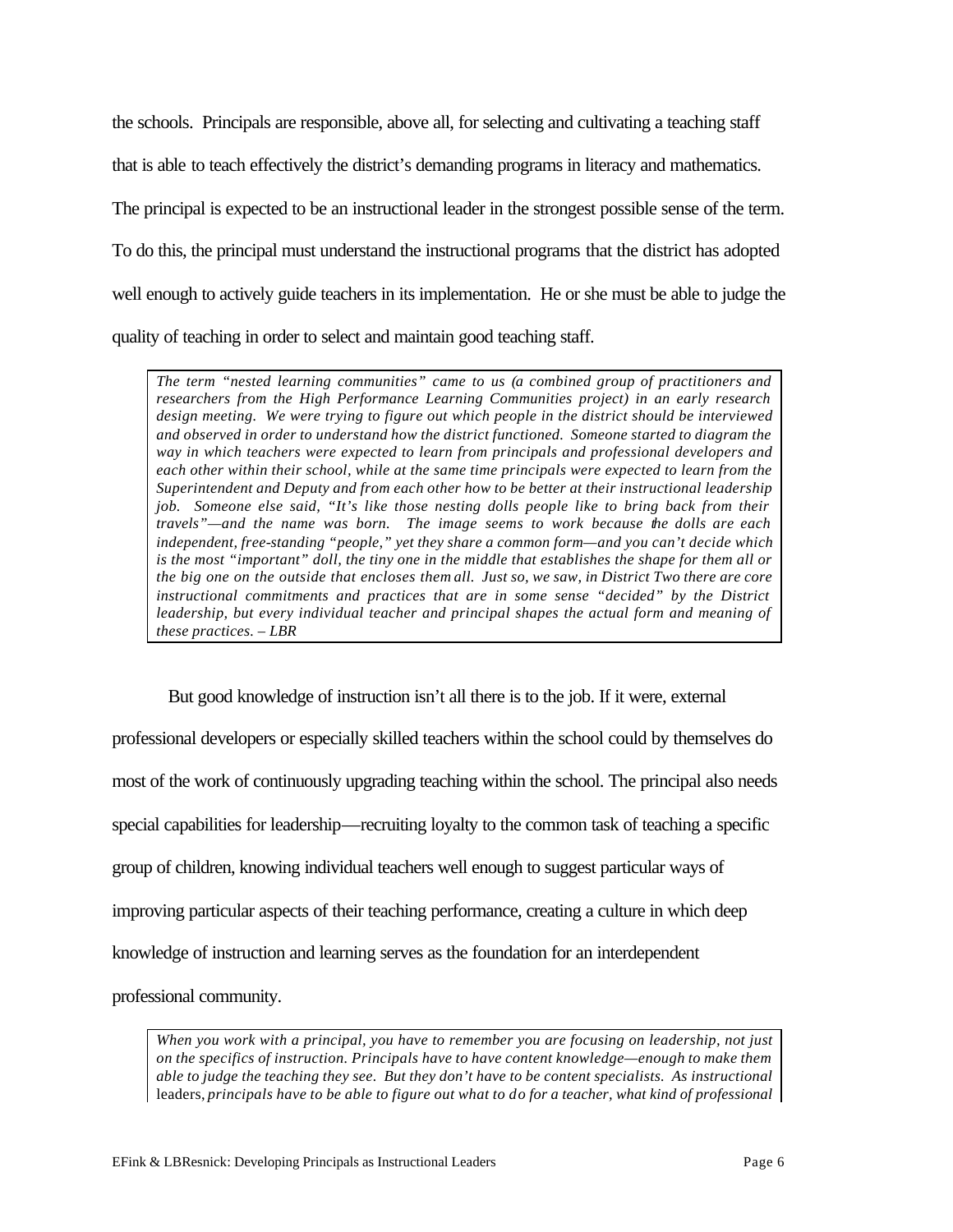the schools. Principals are responsible, above all, for selecting and cultivating a teaching staff that is able to teach effectively the district's demanding programs in literacy and mathematics. The principal is expected to be an instructional leader in the strongest possible sense of the term. To do this, the principal must understand the instructional programs that the district has adopted well enough to actively guide teachers in its implementation. He or she must be able to judge the quality of teaching in order to select and maintain good teaching staff.

> *The term "nested learning communities" came to us (a combined group of practitioners and researchers from the High Performance Learning Communities project) in an early research design meeting. We were trying to figure out which people in the district should be interviewed and observed in order to understand how the district functioned. Someone started to diagram the way in which teachers were expected to learn from principals and professional developers and each other within their school, while at the same time principals were expected to learn from the Superintendent and Deputy and from each other how to be better at their instructional leadership job. Someone else said, "It's like those nesting dolls people like to bring back from their travels"—and the name was born. The image seems to work because the dolls are each independent, free-standing "people," yet they share a common form—and you can't decide which is the most "important" doll, the tiny one in the middle that establishes the shape for them all or the big one on the outside that encloses them all. Just so, we saw, in District Two there are core instructional commitments and practices that are in some sense "decided" by the District leadership, but every individual teacher and principal shapes the actual form and meaning of these practices. – LBR*

But good knowledge of instruction isn't all there is to the job. If it were, external professional developers or especially skilled teachers within the school could by themselves do most of the work of continuously upgrading teaching within the school. The principal also needs special capabilities for leadership—recruiting loyalty to the common task of teaching a specific group of children, knowing individual teachers well enough to suggest particular ways of improving particular aspects of their teaching performance, creating a culture in which deep knowledge of instruction and learning serves as the foundation for an interdependent professional community.

> *When you work with a principal, you have to remember you are focusing on leadership, not just on the specifics of instruction. Principals have to have content knowledge—enough to make them able to judge the teaching they see. But they don't have to be content specialists. As instructional* leaders, *principals have to be able to figure out what to do for a teacher, what kind of professional*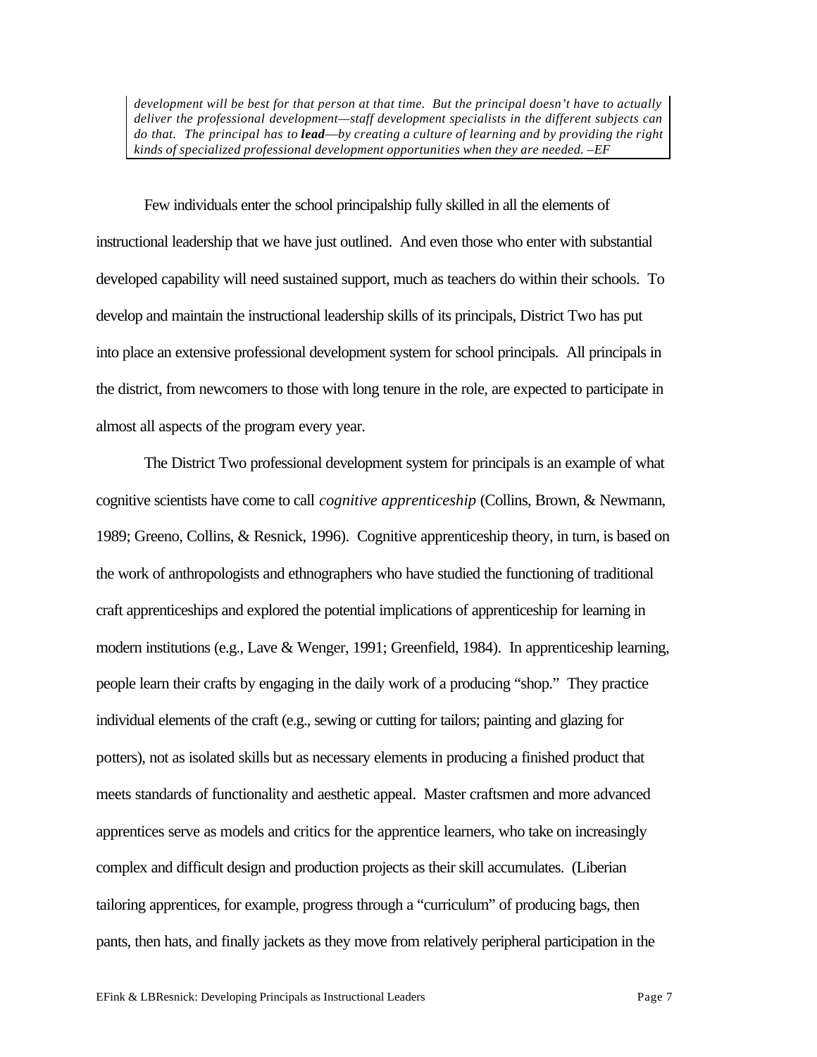> *development will be best for that person at that time. But the principal doesn't have to actually deliver the professional development—staff development specialists in the different subjects can do that. The principal has to **lead**—by creating a culture of learning and by providing the right kinds of specialized professional development opportunities when they are needed. –EF*

Few individuals enter the school principalship fully skilled in all the elements of instructional leadership that we have just outlined. And even those who enter with substantial developed capability will need sustained support, much as teachers do within their schools. To develop and maintain the instructional leadership skills of its principals, District Two has put into place an extensive professional development system for school principals. All principals in the district, from newcomers to those with long tenure in the role, are expected to participate in almost all aspects of the program every year.

The District Two professional development system for principals is an example of what cognitive scientists have come to call *cognitive apprenticeship* (Collins, Brown, & Newmann, 1989; Greeno, Collins, & Resnick, 1996). Cognitive apprenticeship theory, in turn, is based on the work of anthropologists and ethnographers who have studied the functioning of traditional craft apprenticeships and explored the potential implications of apprenticeship for learning in modern institutions (e.g., Lave & Wenger, 1991; Greenfield, 1984). In apprenticeship learning, people learn their crafts by engaging in the daily work of a producing "shop." They practice individual elements of the craft (e.g., sewing or cutting for tailors; painting and glazing for potters), not as isolated skills but as necessary elements in producing a finished product that meets standards of functionality and aesthetic appeal. Master craftsmen and more advanced apprentices serve as models and critics for the apprentice learners, who take on increasingly complex and difficult design and production projects as their skill accumulates. (Liberian tailoring apprentices, for example, progress through a "curriculum" of producing bags, then pants, then hats, and finally jackets as they move from relatively peripheral participation in the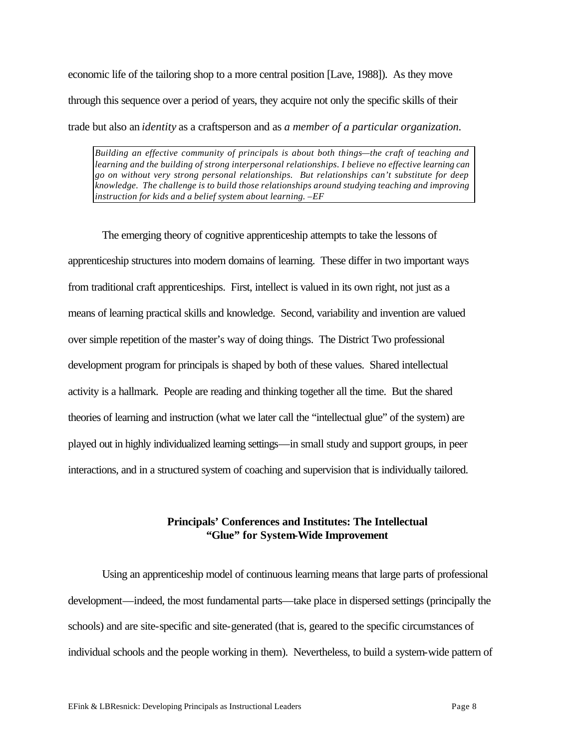economic life of the tailoring shop to a more central position [Lave, 1988]). As they move through this sequence over a period of years, they acquire not only the specific skills of their trade but also an *identity* as a craftsperson and as *a member of a particular organization.*

> *Building an effective community of principals is about both things—the craft of teaching and learning and the building of strong interpersonal relationships. I believe no effective learning can go on without very strong personal relationships. But relationships can't substitute for deep knowledge. The challenge is to build those relationships around studying teaching and improving instruction for kids and a belief system about learning. –EF*

The emerging theory of cognitive apprenticeship attempts to take the lessons of apprenticeship structures into modern domains of learning. These differ in two important ways from traditional craft apprenticeships. First, intellect is valued in its own right, not just as a means of learning practical skills and knowledge. Second, variability and invention are valued over simple repetition of the master's way of doing things. The District Two professional development program for principals is shaped by both of these values. Shared intellectual activity is a hallmark. People are reading and thinking together all the time. But the shared theories of learning and instruction (what we later call the "intellectual glue" of the system) are played out in highly individualized learning settings—in small study and support groups, in peer interactions, and in a structured system of coaching and supervision that is individually tailored.

## Principals' Conferences and Institutes: The Intellectual "Glue" for System-Wide Improvement

Using an apprenticeship model of continuous learning means that large parts of professional development—indeed, the most fundamental parts—take place in dispersed settings (principally the schools) and are site-specific and site-generated (that is, geared to the specific circumstances of individual schools and the people working in them). Nevertheless, to build a system-wide pattern of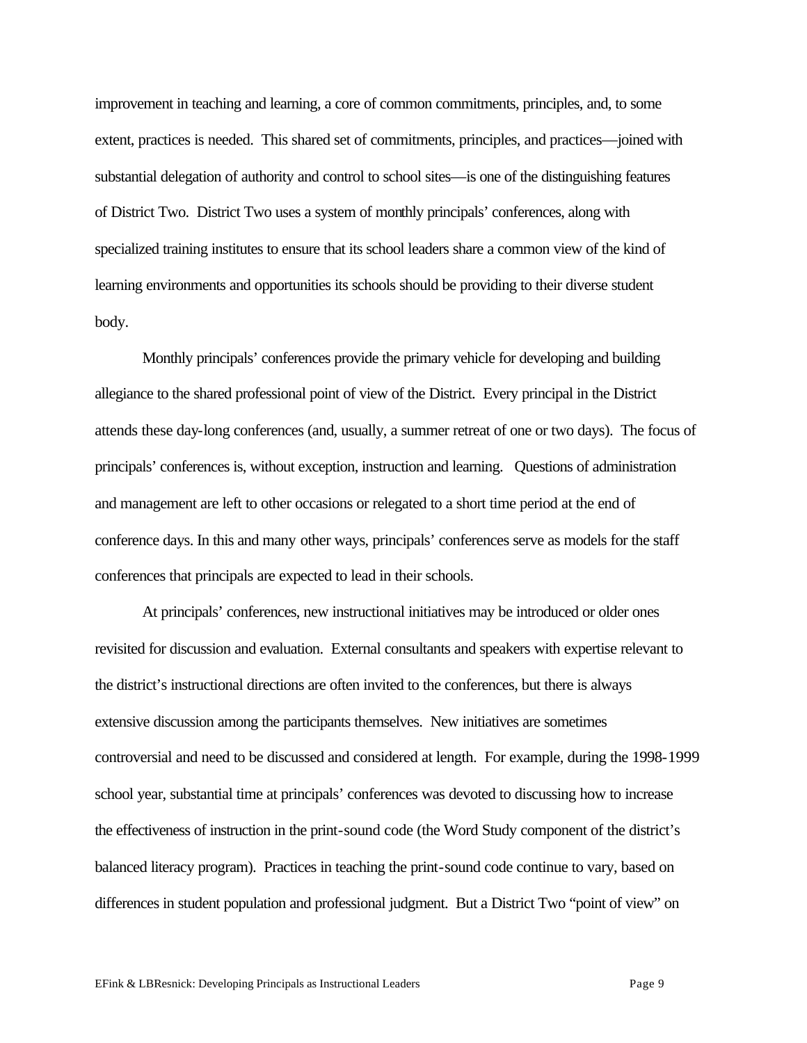improvement in teaching and learning, a core of common commitments, principles, and, to some extent, practices is needed. This shared set of commitments, principles, and practices—joined with substantial delegation of authority and control to school sites—is one of the distinguishing features of District Two. District Two uses a system of monthly principals' conferences, along with specialized training institutes to ensure that its school leaders share a common view of the kind of learning environments and opportunities its schools should be providing to their diverse student body.

Monthly principals' conferences provide the primary vehicle for developing and building allegiance to the shared professional point of view of the District. Every principal in the District attends these day-long conferences (and, usually, a summer retreat of one or two days). The focus of principals' conferences is, without exception, instruction and learning. Questions of administration and management are left to other occasions or relegated to a short time period at the end of conference days. In this and many other ways, principals' conferences serve as models for the staff conferences that principals are expected to lead in their schools.

At principals' conferences, new instructional initiatives may be introduced or older ones revisited for discussion and evaluation. External consultants and speakers with expertise relevant to the district's instructional directions are often invited to the conferences, but there is always extensive discussion among the participants themselves. New initiatives are sometimes controversial and need to be discussed and considered at length. For example, during the 1998-1999 school year, substantial time at principals' conferences was devoted to discussing how to increase the effectiveness of instruction in the print-sound code (the Word Study component of the district's balanced literacy program). Practices in teaching the print-sound code continue to vary, based on differences in student population and professional judgment. But a District Two "point of view" on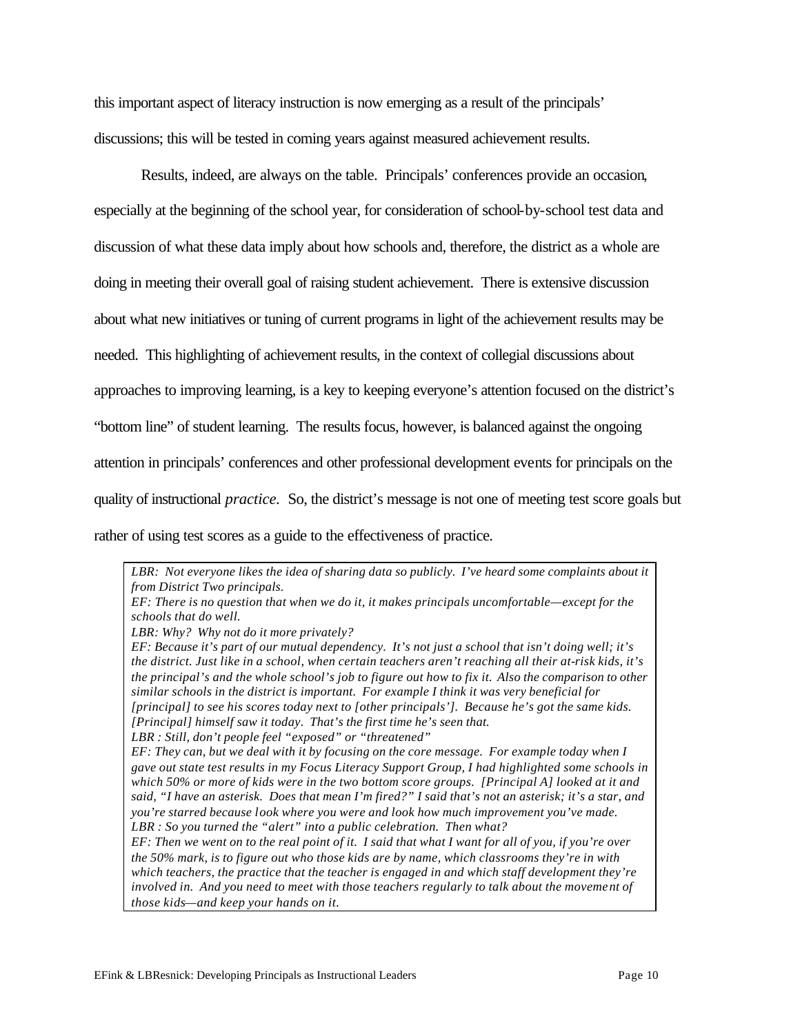this important aspect of literacy instruction is now emerging as a result of the principals' discussions; this will be tested in coming years against measured achievement results.

Results, indeed, are always on the table. Principals' conferences provide an occasion, especially at the beginning of the school year, for consideration of school-by-school test data and discussion of what these data imply about how schools and, therefore, the district as a whole are doing in meeting their overall goal of raising student achievement. There is extensive discussion about what new initiatives or tuning of current programs in light of the achievement results may be needed. This highlighting of achievement results, in the context of collegial discussions about approaches to improving learning, is a key to keeping everyone's attention focused on the district's "bottom line" of student learning. The results focus, however, is balanced against the ongoing attention in principals' conferences and other professional development events for principals on the quality of instructional *practice*. So, the district's message is not one of meeting test score goals but rather of using test scores as a guide to the effectiveness of practice.

*LBR: Not everyone likes the idea of sharing data so publicly. I've heard some complaints about it from District Two principals.*
*EF: There is no question that when we do it, it makes principals uncomfortable—except for the schools that do well.*
*LBR: Why? Why not do it more privately?*
*EF: Because it's part of our mutual dependency. It's not just a school that isn't doing well; it's the district. Just like in a school, when certain teachers aren't reaching all their at-risk kids, it's the principal's and the whole school's job to figure out how to fix it. Also the comparison to other similar schools in the district is important. For example I think it was very beneficial for [principal] to see his scores today next to [other principals']. Because he's got the same kids. [Principal] himself saw it today. That's the first time he's seen that.*
*LBR : Still, don't people feel "exposed" or "threatened"*
*EF: They can, but we deal with it by focusing on the core message. For example today when I gave out state test results in my Focus Literacy Support Group, I had highlighted some schools in which 50% or more of kids were in the two bottom score groups. [Principal A] looked at it and said, "I have an asterisk. Does that mean I'm fired?" I said that's not an asterisk; it's a star, and you're starred because look where you were and look how much improvement you've made.*
*LBR : So you turned the "alert" into a public celebration. Then what?*
*EF: Then we went on to the real point of it. I said that what I want for all of you, if you're over the 50% mark, is to figure out who those kids are by name, which classrooms they're in with which teachers, the practice that the teacher is engaged in and which staff development they're involved in. And you need to meet with those teachers regularly to talk about the movement of those kids—and keep your hands on it.*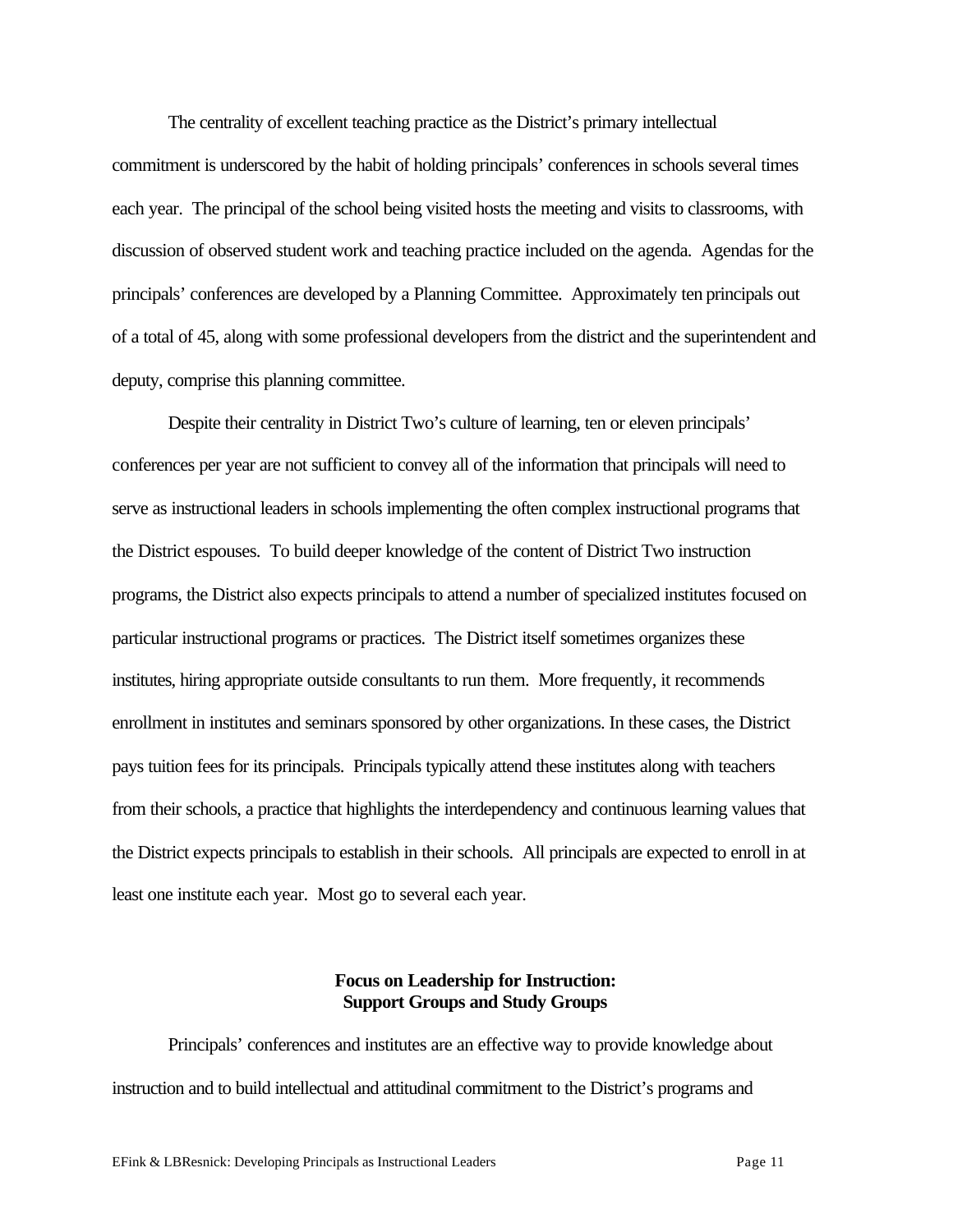The centrality of excellent teaching practice as the District's primary intellectual commitment is underscored by the habit of holding principals' conferences in schools several times each year. The principal of the school being visited hosts the meeting and visits to classrooms, with discussion of observed student work and teaching practice included on the agenda. Agendas for the principals' conferences are developed by a Planning Committee. Approximately ten principals out of a total of 45, along with some professional developers from the district and the superintendent and deputy, comprise this planning committee.

Despite their centrality in District Two's culture of learning, ten or eleven principals' conferences per year are not sufficient to convey all of the information that principals will need to serve as instructional leaders in schools implementing the often complex instructional programs that the District espouses. To build deeper knowledge of the content of District Two instruction programs, the District also expects principals to attend a number of specialized institutes focused on particular instructional programs or practices. The District itself sometimes organizes these institutes, hiring appropriate outside consultants to run them. More frequently, it recommends enrollment in institutes and seminars sponsored by other organizations. In these cases, the District pays tuition fees for its principals. Principals typically attend these institutes along with teachers from their schools, a practice that highlights the interdependency and continuous learning values that the District expects principals to establish in their schools. All principals are expected to enroll in at least one institute each year. Most go to several each year.

### Focus on Leadership for Instruction: Support Groups and Study Groups

Principals' conferences and institutes are an effective way to provide knowledge about instruction and to build intellectual and attitudinal commitment to the District's programs and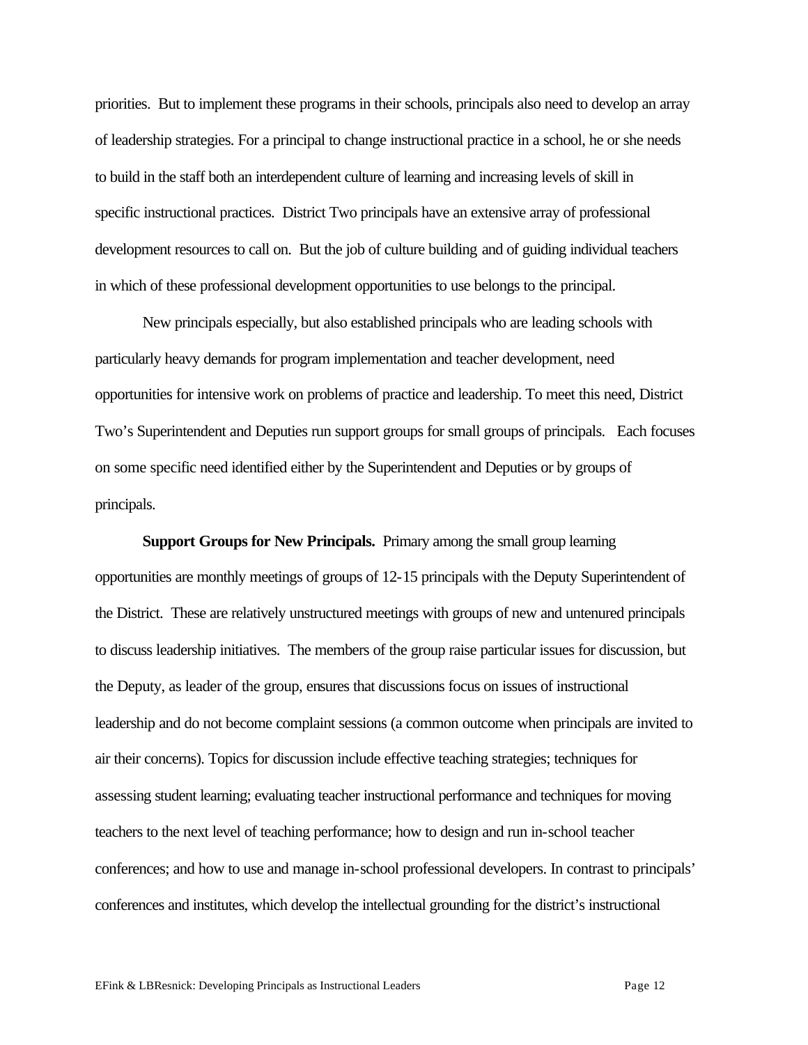priorities. But to implement these programs in their schools, principals also need to develop an array of leadership strategies. For a principal to change instructional practice in a school, he or she needs to build in the staff both an interdependent culture of learning and increasing levels of skill in specific instructional practices. District Two principals have an extensive array of professional development resources to call on. But the job of culture building and of guiding individual teachers in which of these professional development opportunities to use belongs to the principal.

New principals especially, but also established principals who are leading schools with particularly heavy demands for program implementation and teacher development, need opportunities for intensive work on problems of practice and leadership. To meet this need, District Two's Superintendent and Deputies run support groups for small groups of principals. Each focuses on some specific need identified either by the Superintendent and Deputies or by groups of principals.

**Support Groups for New Principals.** Primary among the small group learning opportunities are monthly meetings of groups of 12-15 principals with the Deputy Superintendent of the District. These are relatively unstructured meetings with groups of new and untenured principals to discuss leadership initiatives. The members of the group raise particular issues for discussion, but the Deputy, as leader of the group, ensures that discussions focus on issues of instructional leadership and do not become complaint sessions (a common outcome when principals are invited to air their concerns). Topics for discussion include effective teaching strategies; techniques for assessing student learning; evaluating teacher instructional performance and techniques for moving teachers to the next level of teaching performance; how to design and run in-school teacher conferences; and how to use and manage in-school professional developers. In contrast to principals' conferences and institutes, which develop the intellectual grounding for the district's instructional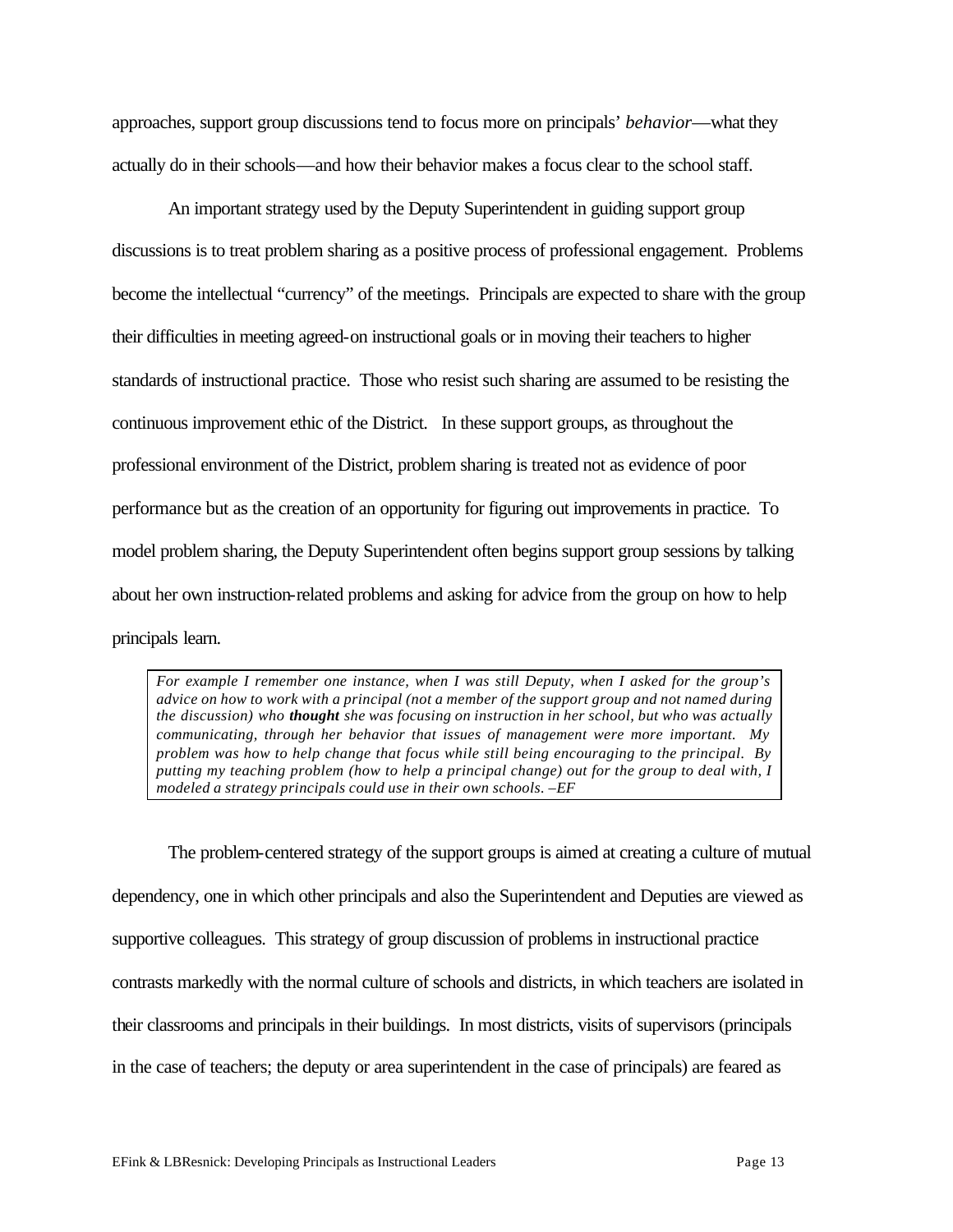approaches, support group discussions tend to focus more on principals' *behavior*—what they actually do in their schools—and how their behavior makes a focus clear to the school staff.

An important strategy used by the Deputy Superintendent in guiding support group discussions is to treat problem sharing as a positive process of professional engagement. Problems become the intellectual "currency" of the meetings. Principals are expected to share with the group their difficulties in meeting agreed-on instructional goals or in moving their teachers to higher standards of instructional practice. Those who resist such sharing are assumed to be resisting the continuous improvement ethic of the District. In these support groups, as throughout the professional environment of the District, problem sharing is treated not as evidence of poor performance but as the creation of an opportunity for figuring out improvements in practice. To model problem sharing, the Deputy Superintendent often begins support group sessions by talking about her own instruction-related problems and asking for advice from the group on how to help principals learn.

> *For example I remember one instance, when I was still Deputy, when I asked for the group's advice on how to work with a principal (not a member of the support group and not named during the discussion) who* ***thought*** *she was focusing on instruction in her school, but who was actually communicating, through her behavior that issues of management were more important. My problem was how to help change that focus while still being encouraging to the principal. By putting my teaching problem (how to help a principal change) out for the group to deal with, I modeled a strategy principals could use in their own schools. –EF*

The problem-centered strategy of the support groups is aimed at creating a culture of mutual dependency, one in which other principals and also the Superintendent and Deputies are viewed as supportive colleagues. This strategy of group discussion of problems in instructional practice contrasts markedly with the normal culture of schools and districts, in which teachers are isolated in their classrooms and principals in their buildings. In most districts, visits of supervisors (principals in the case of teachers; the deputy or area superintendent in the case of principals) are feared as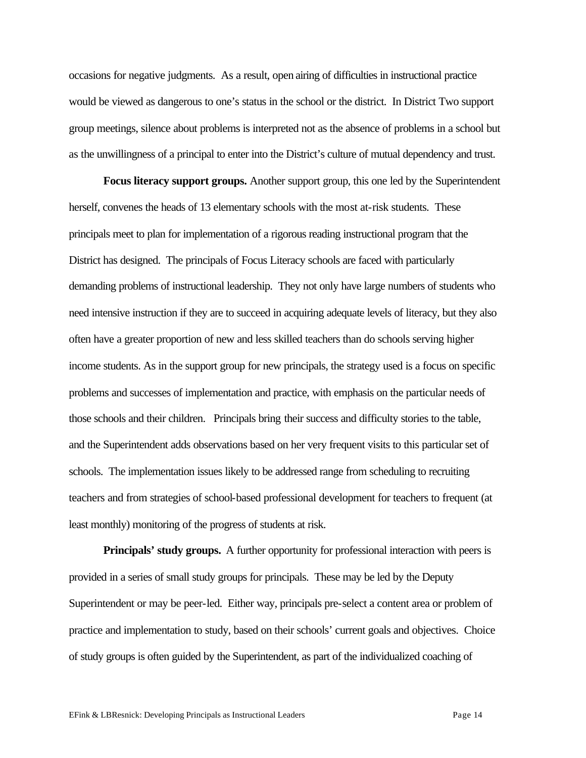occasions for negative judgments. As a result, open airing of difficulties in instructional practice would be viewed as dangerous to one's status in the school or the district. In District Two support group meetings, silence about problems is interpreted not as the absence of problems in a school but as the unwillingness of a principal to enter into the District's culture of mutual dependency and trust.

**Focus literacy support groups.** Another support group, this one led by the Superintendent herself, convenes the heads of 13 elementary schools with the most at-risk students. These principals meet to plan for implementation of a rigorous reading instructional program that the District has designed. The principals of Focus Literacy schools are faced with particularly demanding problems of instructional leadership. They not only have large numbers of students who need intensive instruction if they are to succeed in acquiring adequate levels of literacy, but they also often have a greater proportion of new and less skilled teachers than do schools serving higher income students. As in the support group for new principals, the strategy used is a focus on specific problems and successes of implementation and practice, with emphasis on the particular needs of those schools and their children. Principals bring their success and difficulty stories to the table, and the Superintendent adds observations based on her very frequent visits to this particular set of schools. The implementation issues likely to be addressed range from scheduling to recruiting teachers and from strategies of school-based professional development for teachers to frequent (at least monthly) monitoring of the progress of students at risk.

**Principals' study groups.** A further opportunity for professional interaction with peers is provided in a series of small study groups for principals. These may be led by the Deputy Superintendent or may be peer-led. Either way, principals pre-select a content area or problem of practice and implementation to study, based on their schools' current goals and objectives. Choice of study groups is often guided by the Superintendent, as part of the individualized coaching of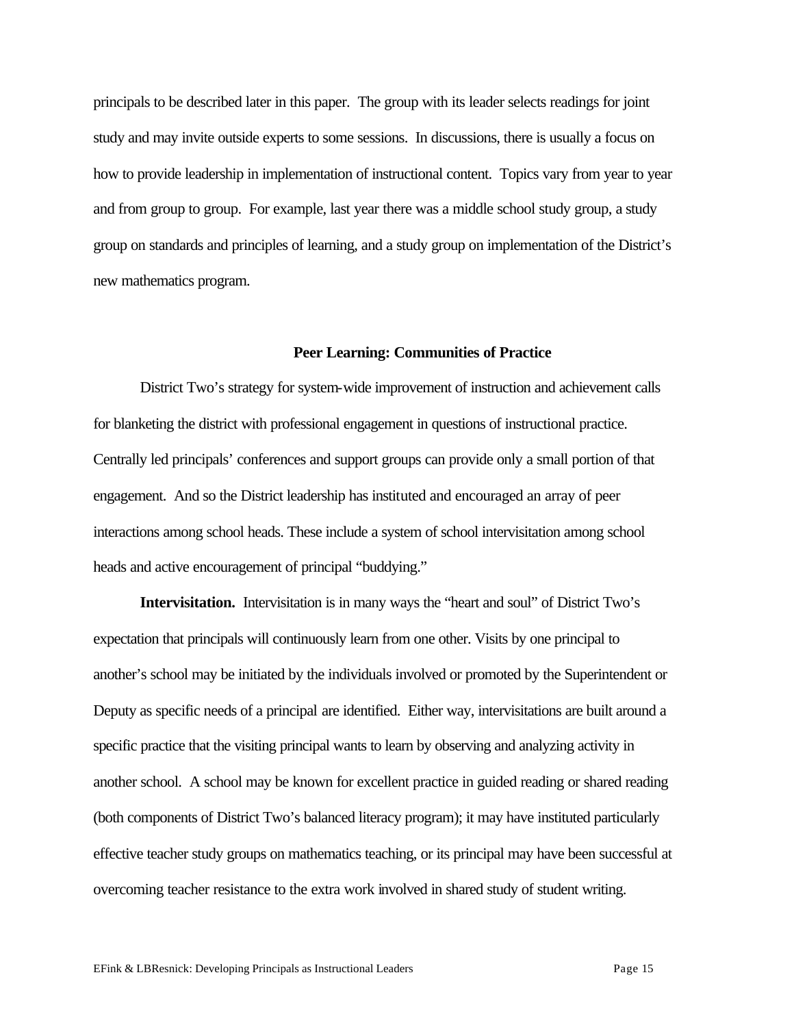principals to be described later in this paper. The group with its leader selects readings for joint study and may invite outside experts to some sessions. In discussions, there is usually a focus on how to provide leadership in implementation of instructional content. Topics vary from year to year and from group to group. For example, last year there was a middle school study group, a study group on standards and principles of learning, and a study group on implementation of the District's new mathematics program.

### Peer Learning: Communities of Practice

District Two's strategy for system-wide improvement of instruction and achievement calls for blanketing the district with professional engagement in questions of instructional practice. Centrally led principals' conferences and support groups can provide only a small portion of that engagement. And so the District leadership has instituted and encouraged an array of peer interactions among school heads. These include a system of school intervisitation among school heads and active encouragement of principal "buddying."

**Intervisitation.** Intervisitation is in many ways the "heart and soul" of District Two's expectation that principals will continuously learn from one other. Visits by one principal to another's school may be initiated by the individuals involved or promoted by the Superintendent or Deputy as specific needs of a principal are identified. Either way, intervisitations are built around a specific practice that the visiting principal wants to learn by observing and analyzing activity in another school. A school may be known for excellent practice in guided reading or shared reading (both components of District Two's balanced literacy program); it may have instituted particularly effective teacher study groups on mathematics teaching, or its principal may have been successful at overcoming teacher resistance to the extra work involved in shared study of student writing.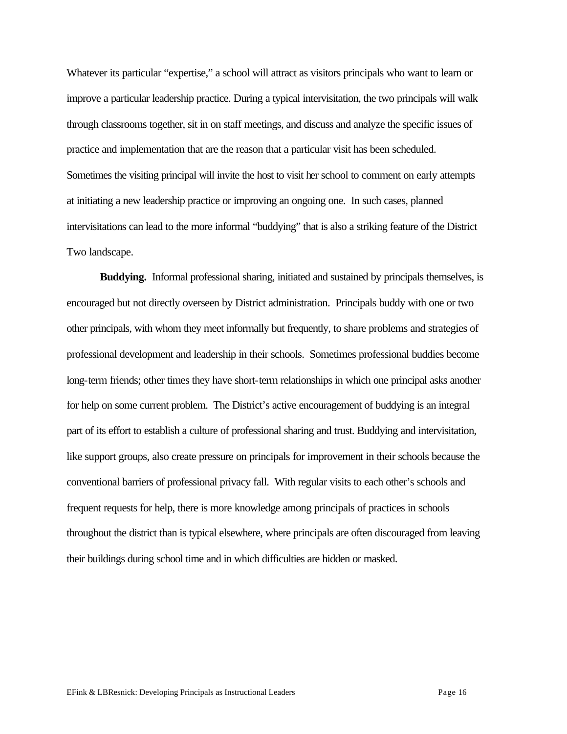Whatever its particular "expertise," a school will attract as visitors principals who want to learn or improve a particular leadership practice. During a typical intervisitation, the two principals will walk through classrooms together, sit in on staff meetings, and discuss and analyze the specific issues of practice and implementation that are the reason that a particular visit has been scheduled. Sometimes the visiting principal will invite the host to visit her school to comment on early attempts at initiating a new leadership practice or improving an ongoing one. In such cases, planned intervisitations can lead to the more informal "buddying" that is also a striking feature of the District Two landscape.

**Buddying.** Informal professional sharing, initiated and sustained by principals themselves, is encouraged but not directly overseen by District administration. Principals buddy with one or two other principals, with whom they meet informally but frequently, to share problems and strategies of professional development and leadership in their schools. Sometimes professional buddies become long-term friends; other times they have short-term relationships in which one principal asks another for help on some current problem. The District's active encouragement of buddying is an integral part of its effort to establish a culture of professional sharing and trust. Buddying and intervisitation, like support groups, also create pressure on principals for improvement in their schools because the conventional barriers of professional privacy fall. With regular visits to each other's schools and frequent requests for help, there is more knowledge among principals of practices in schools throughout the district than is typical elsewhere, where principals are often discouraged from leaving their buildings during school time and in which difficulties are hidden or masked.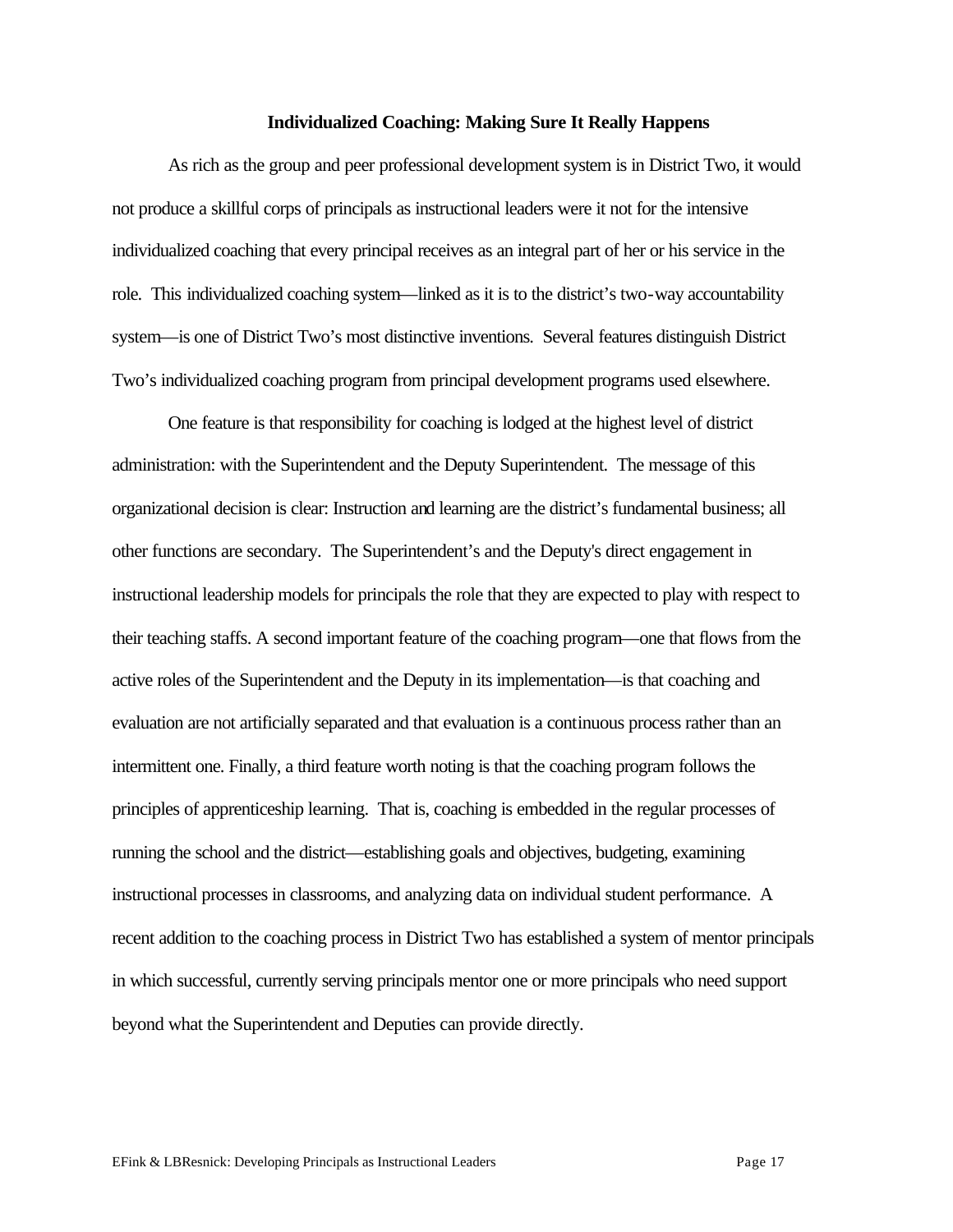### Individualized Coaching: Making Sure It Really Happens

As rich as the group and peer professional development system is in District Two, it would not produce a skillful corps of principals as instructional leaders were it not for the intensive individualized coaching that every principal receives as an integral part of her or his service in the role. This individualized coaching system—linked as it is to the district's two-way accountability system—is one of District Two's most distinctive inventions. Several features distinguish District Two's individualized coaching program from principal development programs used elsewhere.

One feature is that responsibility for coaching is lodged at the highest level of district administration: with the Superintendent and the Deputy Superintendent. The message of this organizational decision is clear: Instruction and learning are the district's fundamental business; all other functions are secondary. The Superintendent's and the Deputy's direct engagement in instructional leadership models for principals the role that they are expected to play with respect to their teaching staffs. A second important feature of the coaching program—one that flows from the active roles of the Superintendent and the Deputy in its implementation—is that coaching and evaluation are not artificially separated and that evaluation is a continuous process rather than an intermittent one. Finally, a third feature worth noting is that the coaching program follows the principles of apprenticeship learning. That is, coaching is embedded in the regular processes of running the school and the district—establishing goals and objectives, budgeting, examining instructional processes in classrooms, and analyzing data on individual student performance. A recent addition to the coaching process in District Two has established a system of mentor principals in which successful, currently serving principals mentor one or more principals who need support beyond what the Superintendent and Deputies can provide directly.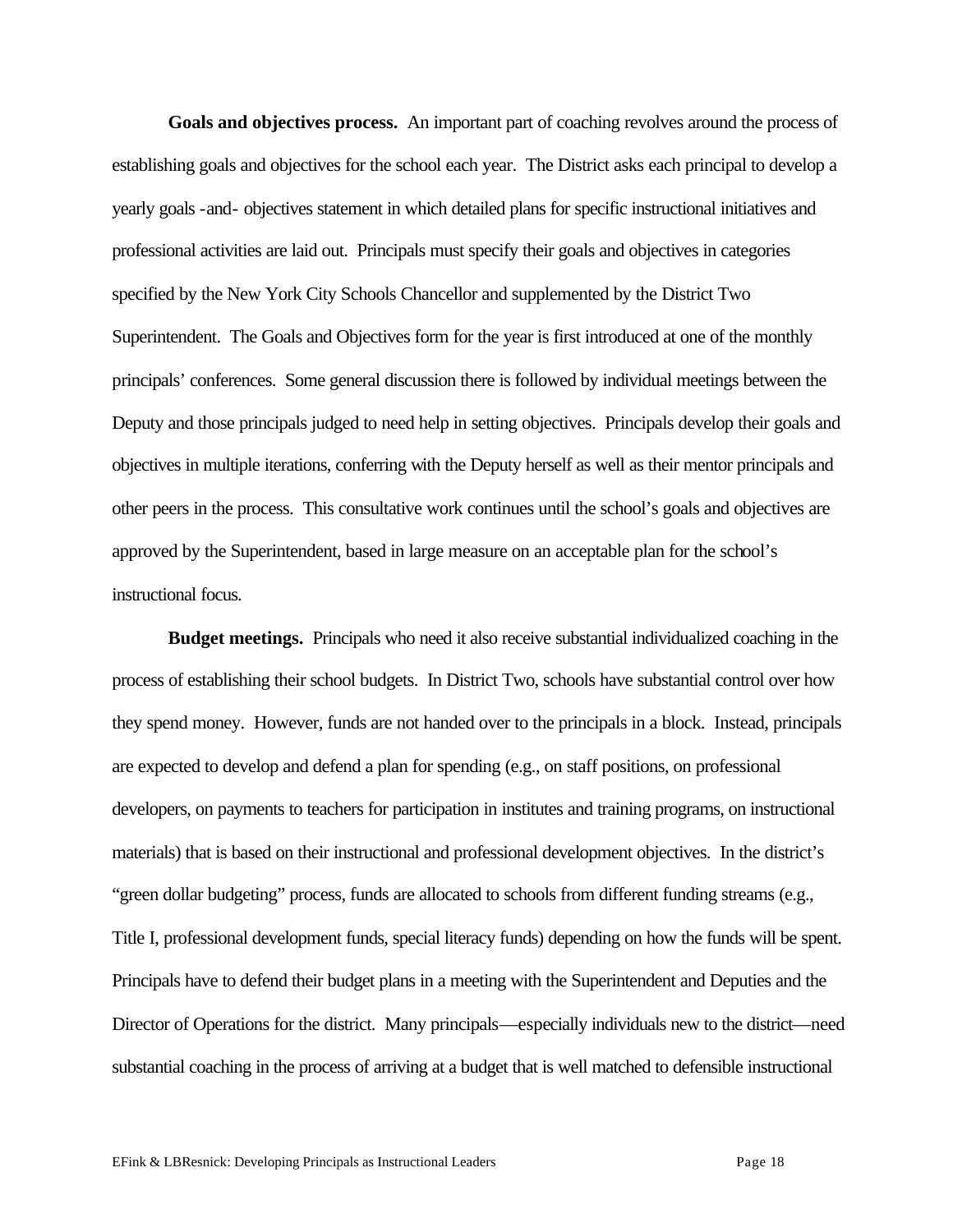**Goals and objectives process.** An important part of coaching revolves around the process of establishing goals and objectives for the school each year. The District asks each principal to develop a yearly goals -and- objectives statement in which detailed plans for specific instructional initiatives and professional activities are laid out. Principals must specify their goals and objectives in categories specified by the New York City Schools Chancellor and supplemented by the District Two Superintendent. The Goals and Objectives form for the year is first introduced at one of the monthly principals' conferences. Some general discussion there is followed by individual meetings between the Deputy and those principals judged to need help in setting objectives. Principals develop their goals and objectives in multiple iterations, conferring with the Deputy herself as well as their mentor principals and other peers in the process. This consultative work continues until the school's goals and objectives are approved by the Superintendent, based in large measure on an acceptable plan for the school's instructional focus.

**Budget meetings.** Principals who need it also receive substantial individualized coaching in the process of establishing their school budgets. In District Two, schools have substantial control over how they spend money. However, funds are not handed over to the principals in a block. Instead, principals are expected to develop and defend a plan for spending (e.g., on staff positions, on professional developers, on payments to teachers for participation in institutes and training programs, on instructional materials) that is based on their instructional and professional development objectives. In the district's "green dollar budgeting" process, funds are allocated to schools from different funding streams (e.g., Title I, professional development funds, special literacy funds) depending on how the funds will be spent. Principals have to defend their budget plans in a meeting with the Superintendent and Deputies and the Director of Operations for the district. Many principals—especially individuals new to the district—need substantial coaching in the process of arriving at a budget that is well matched to defensible instructional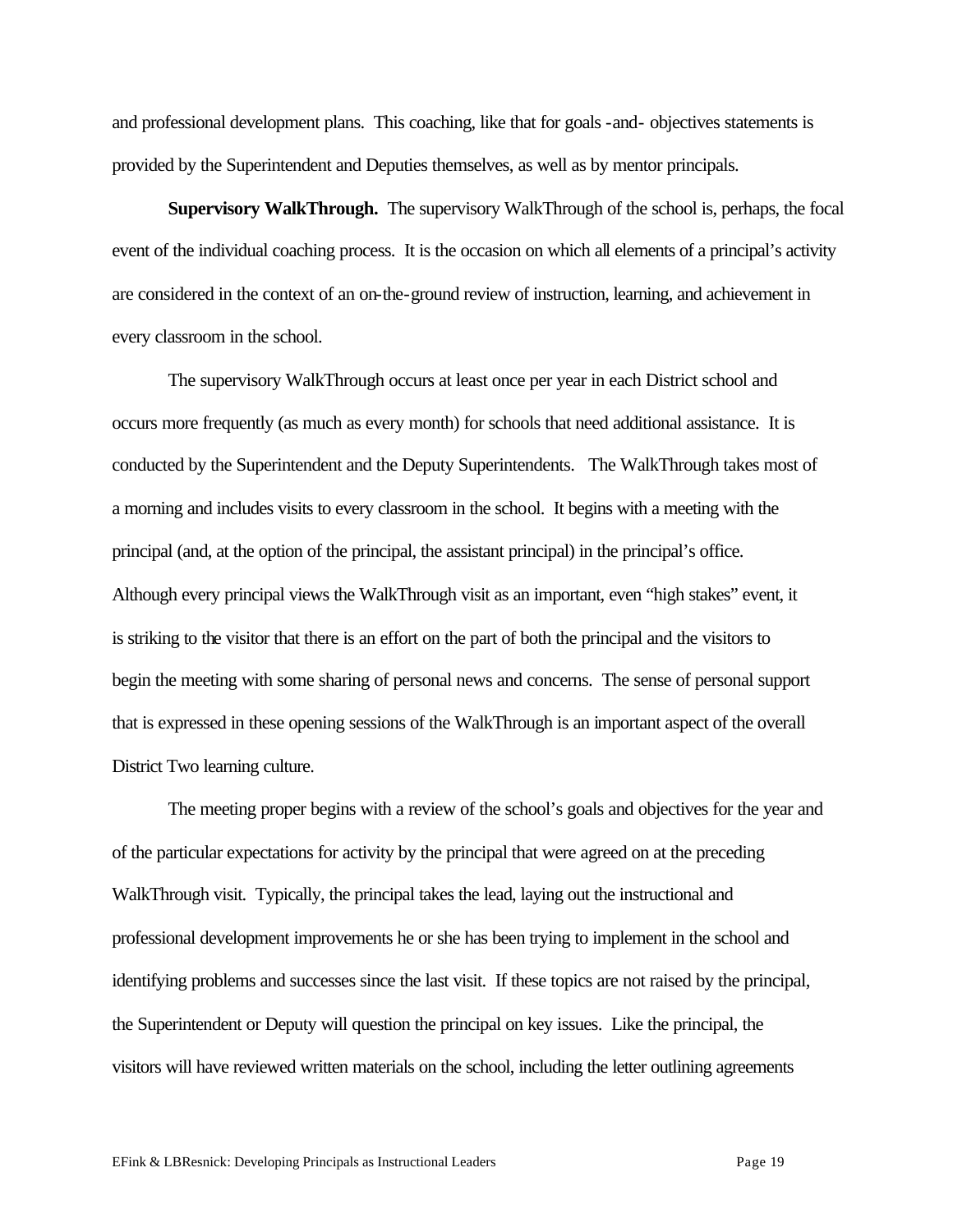and professional development plans. This coaching, like that for goals -and- objectives statements is provided by the Superintendent and Deputies themselves, as well as by mentor principals.

**Supervisory WalkThrough.** The supervisory WalkThrough of the school is, perhaps, the focal event of the individual coaching process. It is the occasion on which all elements of a principal's activity are considered in the context of an on-the-ground review of instruction, learning, and achievement in every classroom in the school.

The supervisory WalkThrough occurs at least once per year in each District school and occurs more frequently (as much as every month) for schools that need additional assistance. It is conducted by the Superintendent and the Deputy Superintendents. The WalkThrough takes most of a morning and includes visits to every classroom in the school. It begins with a meeting with the principal (and, at the option of the principal, the assistant principal) in the principal's office. Although every principal views the WalkThrough visit as an important, even "high stakes" event, it is striking to the visitor that there is an effort on the part of both the principal and the visitors to begin the meeting with some sharing of personal news and concerns. The sense of personal support that is expressed in these opening sessions of the WalkThrough is an important aspect of the overall District Two learning culture.

The meeting proper begins with a review of the school's goals and objectives for the year and of the particular expectations for activity by the principal that were agreed on at the preceding WalkThrough visit. Typically, the principal takes the lead, laying out the instructional and professional development improvements he or she has been trying to implement in the school and identifying problems and successes since the last visit. If these topics are not raised by the principal, the Superintendent or Deputy will question the principal on key issues. Like the principal, the visitors will have reviewed written materials on the school, including the letter outlining agreements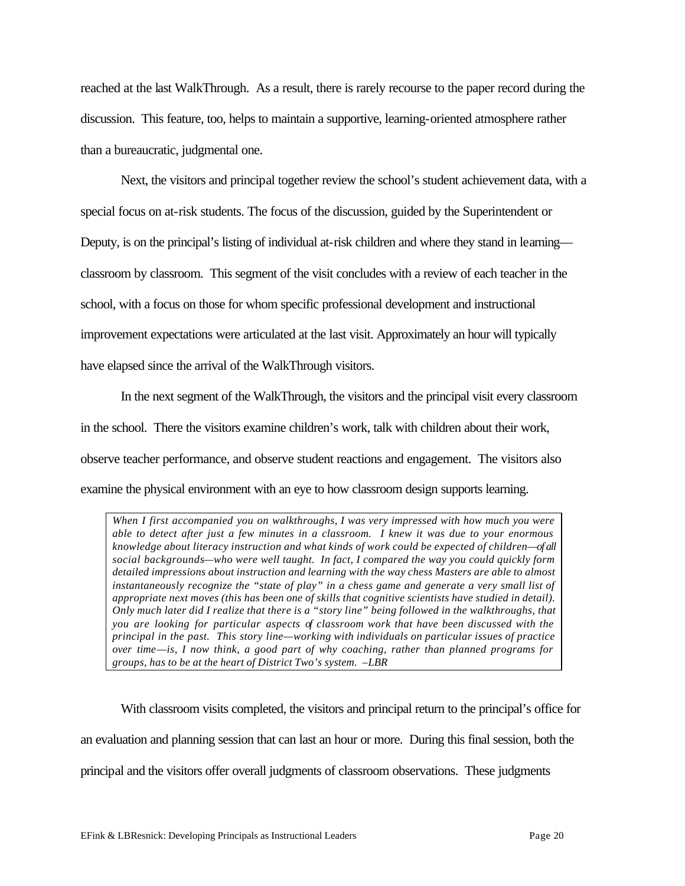reached at the last WalkThrough. As a result, there is rarely recourse to the paper record during the discussion. This feature, too, helps to maintain a supportive, learning-oriented atmosphere rather than a bureaucratic, judgmental one.

Next, the visitors and principal together review the school's student achievement data, with a special focus on at-risk students. The focus of the discussion, guided by the Superintendent or Deputy, is on the principal's listing of individual at-risk children and where they stand in learning—classroom by classroom. This segment of the visit concludes with a review of each teacher in the school, with a focus on those for whom specific professional development and instructional improvement expectations were articulated at the last visit. Approximately an hour will typically have elapsed since the arrival of the WalkThrough visitors.

In the next segment of the WalkThrough, the visitors and the principal visit every classroom in the school. There the visitors examine children's work, talk with children about their work, observe teacher performance, and observe student reactions and engagement. The visitors also examine the physical environment with an eye to how classroom design supports learning.

> *When I first accompanied you on walkthroughs, I was very impressed with how much you were able to detect after just a few minutes in a classroom. I knew it was due to your enormous knowledge about literacy instruction and what kinds of work could be expected of children—of all social backgrounds—who were well taught. In fact, I compared the way you could quickly form detailed impressions about instruction and learning with the way chess Masters are able to almost instantaneously recognize the "state of play" in a chess game and generate a very small list of appropriate next moves (this has been one of skills that cognitive scientists have studied in detail). Only much later did I realize that there is a "story line" being followed in the walkthroughs, that you are looking for particular aspects of classroom work that have been discussed with the principal in the past. This story line—working with individuals on particular issues of practice over time—is, I now think, a good part of why coaching, rather than planned programs for groups, has to be at the heart of District Two's system. –LBR*

With classroom visits completed, the visitors and principal return to the principal's office for an evaluation and planning session that can last an hour or more. During this final session, both the principal and the visitors offer overall judgments of classroom observations. These judgments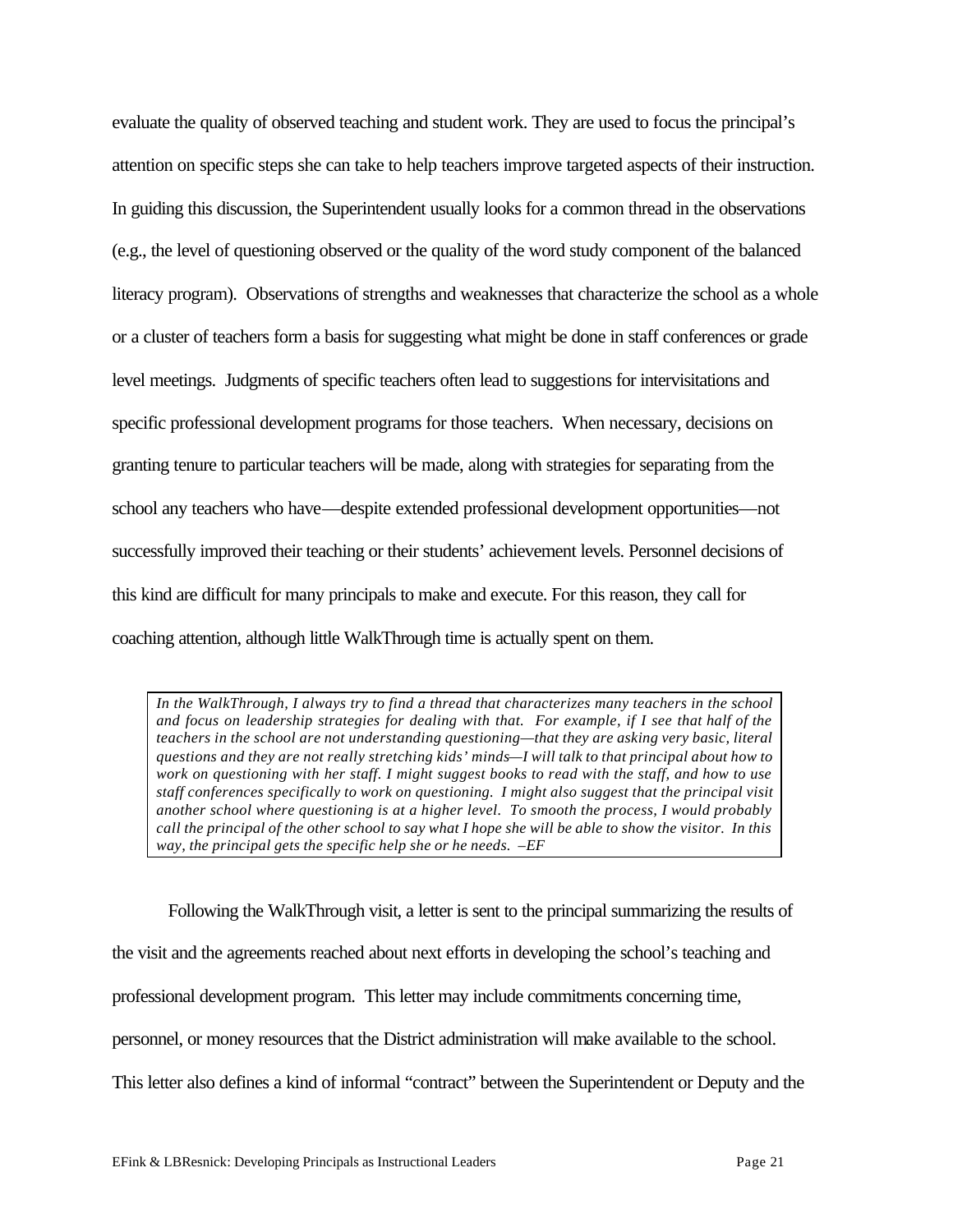evaluate the quality of observed teaching and student work. They are used to focus the principal's attention on specific steps she can take to help teachers improve targeted aspects of their instruction. In guiding this discussion, the Superintendent usually looks for a common thread in the observations (e.g., the level of questioning observed or the quality of the word study component of the balanced literacy program). Observations of strengths and weaknesses that characterize the school as a whole or a cluster of teachers form a basis for suggesting what might be done in staff conferences or grade level meetings. Judgments of specific teachers often lead to suggestions for intervisitations and specific professional development programs for those teachers. When necessary, decisions on granting tenure to particular teachers will be made, along with strategies for separating from the school any teachers who have—despite extended professional development opportunities—not successfully improved their teaching or their students' achievement levels. Personnel decisions of this kind are difficult for many principals to make and execute. For this reason, they call for coaching attention, although little WalkThrough time is actually spent on them.

> *In the WalkThrough, I always try to find a thread that characterizes many teachers in the school and focus on leadership strategies for dealing with that. For example, if I see that half of the teachers in the school are not understanding questioning—that they are asking very basic, literal questions and they are not really stretching kids' minds—I will talk to that principal about how to work on questioning with her staff. I might suggest books to read with the staff, and how to use staff conferences specifically to work on questioning. I might also suggest that the principal visit another school where questioning is at a higher level. To smooth the process, I would probably call the principal of the other school to say what I hope she will be able to show the visitor. In this way, the principal gets the specific help she or he needs. –EF*

Following the WalkThrough visit, a letter is sent to the principal summarizing the results of the visit and the agreements reached about next efforts in developing the school's teaching and professional development program. This letter may include commitments concerning time, personnel, or money resources that the District administration will make available to the school. This letter also defines a kind of informal "contract" between the Superintendent or Deputy and the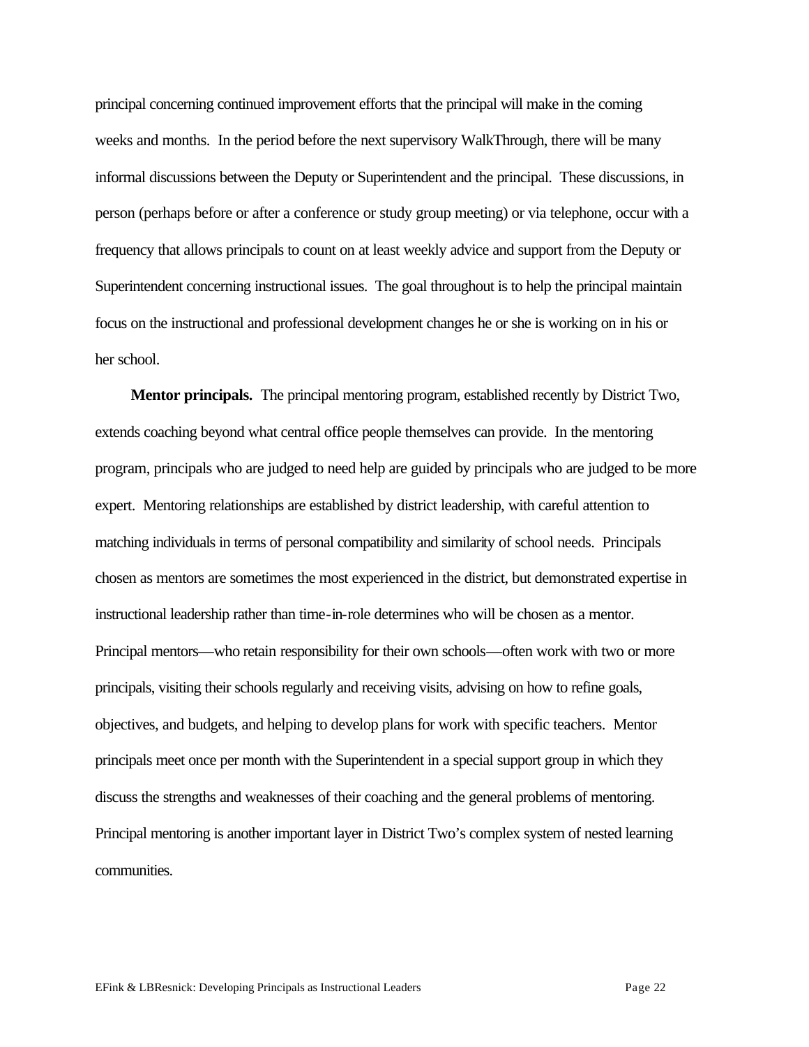principal concerning continued improvement efforts that the principal will make in the coming weeks and months. In the period before the next supervisory WalkThrough, there will be many informal discussions between the Deputy or Superintendent and the principal. These discussions, in person (perhaps before or after a conference or study group meeting) or via telephone, occur with a frequency that allows principals to count on at least weekly advice and support from the Deputy or Superintendent concerning instructional issues. The goal throughout is to help the principal maintain focus on the instructional and professional development changes he or she is working on in his or her school.

**Mentor principals.** The principal mentoring program, established recently by District Two, extends coaching beyond what central office people themselves can provide. In the mentoring program, principals who are judged to need help are guided by principals who are judged to be more expert. Mentoring relationships are established by district leadership, with careful attention to matching individuals in terms of personal compatibility and similarity of school needs. Principals chosen as mentors are sometimes the most experienced in the district, but demonstrated expertise in instructional leadership rather than time-in-role determines who will be chosen as a mentor. Principal mentors—who retain responsibility for their own schools—often work with two or more principals, visiting their schools regularly and receiving visits, advising on how to refine goals, objectives, and budgets, and helping to develop plans for work with specific teachers. Mentor principals meet once per month with the Superintendent in a special support group in which they discuss the strengths and weaknesses of their coaching and the general problems of mentoring. Principal mentoring is another important layer in District Two's complex system of nested learning communities.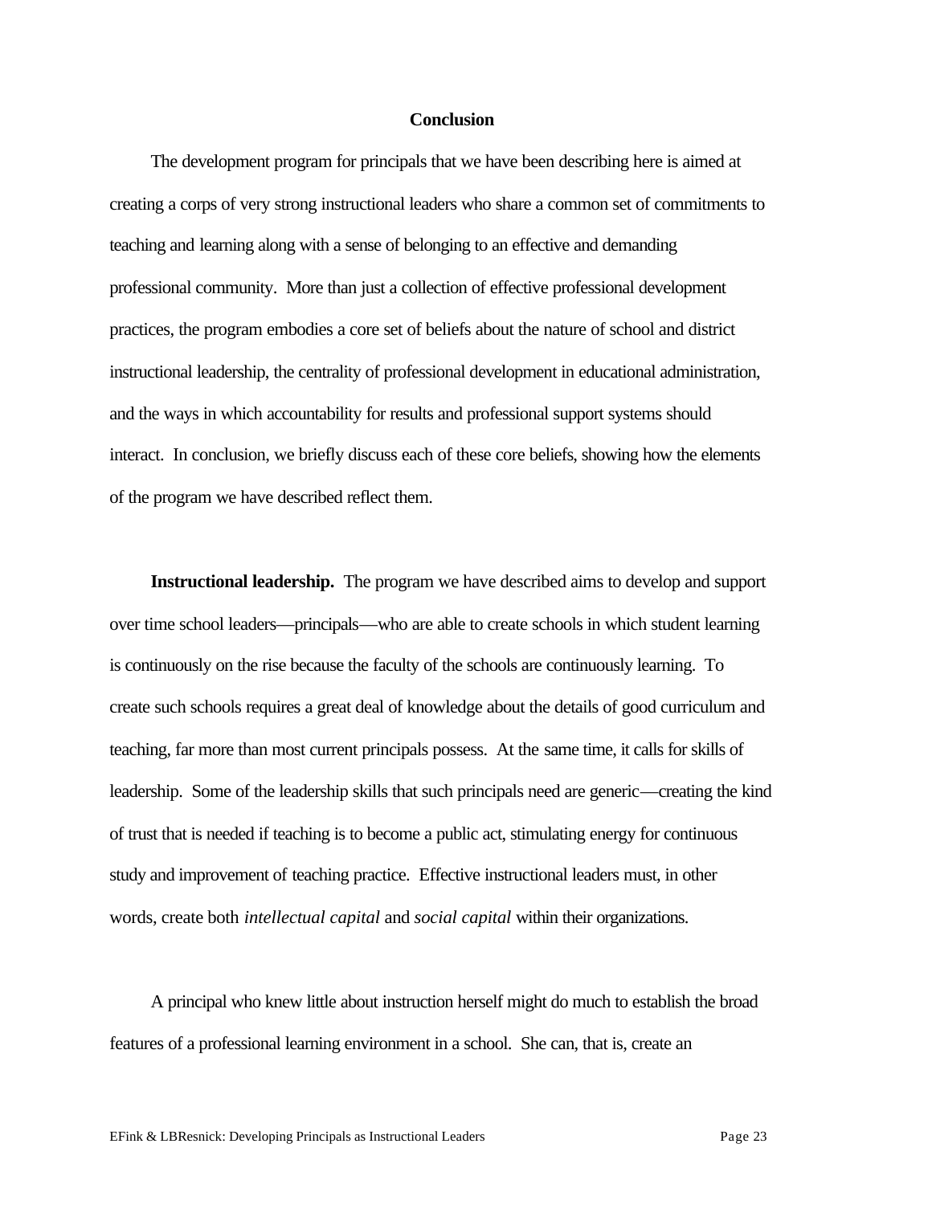## Conclusion

The development program for principals that we have been describing here is aimed at creating a corps of very strong instructional leaders who share a common set of commitments to teaching and learning along with a sense of belonging to an effective and demanding professional community. More than just a collection of effective professional development practices, the program embodies a core set of beliefs about the nature of school and district instructional leadership, the centrality of professional development in educational administration, and the ways in which accountability for results and professional support systems should interact. In conclusion, we briefly discuss each of these core beliefs, showing how the elements of the program we have described reflect them.

**Instructional leadership.** The program we have described aims to develop and support over time school leaders—principals—who are able to create schools in which student learning is continuously on the rise because the faculty of the schools are continuously learning. To create such schools requires a great deal of knowledge about the details of good curriculum and teaching, far more than most current principals possess. At the same time, it calls for skills of leadership. Some of the leadership skills that such principals need are generic—creating the kind of trust that is needed if teaching is to become a public act, stimulating energy for continuous study and improvement of teaching practice. Effective instructional leaders must, in other words, create both *intellectual capital* and *social capital* within their organizations.

A principal who knew little about instruction herself might do much to establish the broad features of a professional learning environment in a school. She can, that is, create an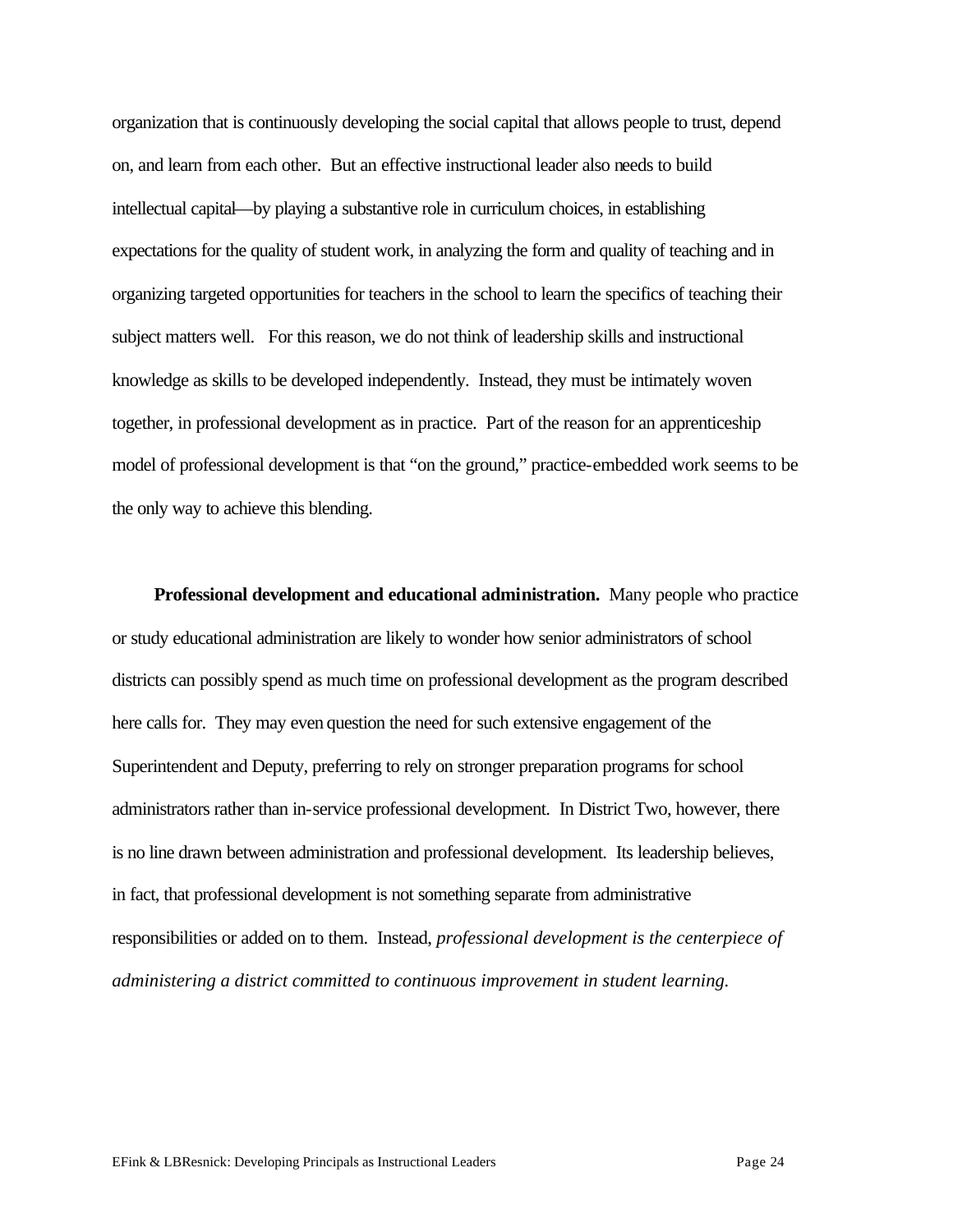organization that is continuously developing the social capital that allows people to trust, depend on, and learn from each other. But an effective instructional leader also needs to build intellectual capital—by playing a substantive role in curriculum choices, in establishing expectations for the quality of student work, in analyzing the form and quality of teaching and in organizing targeted opportunities for teachers in the school to learn the specifics of teaching their subject matters well. For this reason, we do not think of leadership skills and instructional knowledge as skills to be developed independently. Instead, they must be intimately woven together, in professional development as in practice. Part of the reason for an apprenticeship model of professional development is that "on the ground," practice-embedded work seems to be the only way to achieve this blending.

**Professional development and educational administration.** Many people who practice or study educational administration are likely to wonder how senior administrators of school districts can possibly spend as much time on professional development as the program described here calls for. They may even question the need for such extensive engagement of the Superintendent and Deputy, preferring to rely on stronger preparation programs for school administrators rather than in-service professional development. In District Two, however, there is no line drawn between administration and professional development. Its leadership believes, in fact, that professional development is not something separate from administrative responsibilities or added on to them. Instead, *professional development is the centerpiece of administering a district committed to continuous improvement in student learning.*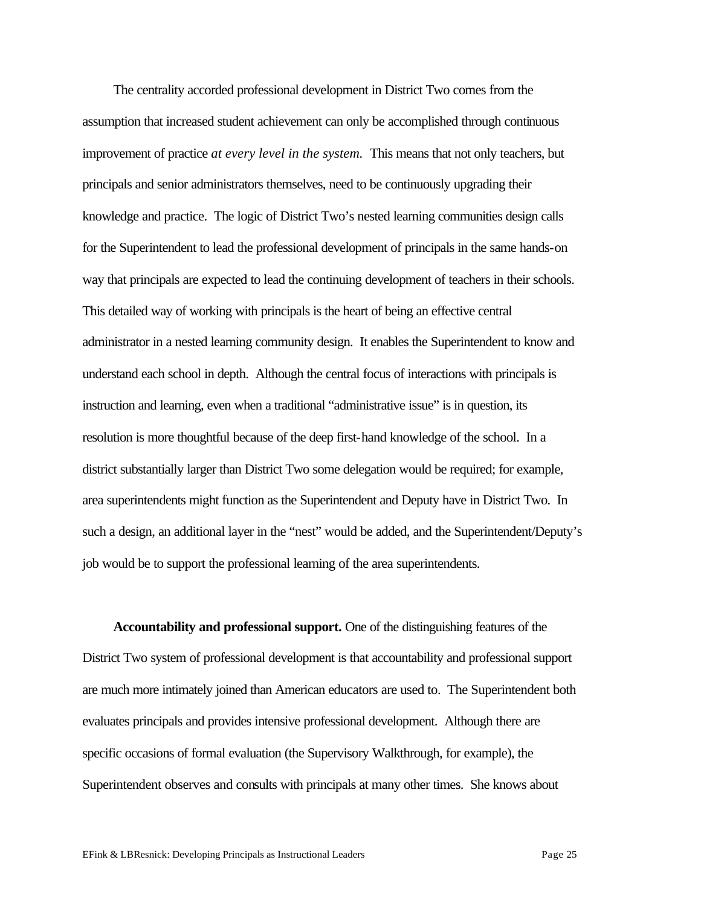The centrality accorded professional development in District Two comes from the assumption that increased student achievement can only be accomplished through continuous improvement of practice *at every level in the system*. This means that not only teachers, but principals and senior administrators themselves, need to be continuously upgrading their knowledge and practice. The logic of District Two's nested learning communities design calls for the Superintendent to lead the professional development of principals in the same hands-on way that principals are expected to lead the continuing development of teachers in their schools. This detailed way of working with principals is the heart of being an effective central administrator in a nested learning community design. It enables the Superintendent to know and understand each school in depth. Although the central focus of interactions with principals is instruction and learning, even when a traditional "administrative issue" is in question, its resolution is more thoughtful because of the deep first-hand knowledge of the school. In a district substantially larger than District Two some delegation would be required; for example, area superintendents might function as the Superintendent and Deputy have in District Two. In such a design, an additional layer in the "nest" would be added, and the Superintendent/Deputy's job would be to support the professional learning of the area superintendents.

**Accountability and professional support.** One of the distinguishing features of the District Two system of professional development is that accountability and professional support are much more intimately joined than American educators are used to. The Superintendent both evaluates principals and provides intensive professional development. Although there are specific occasions of formal evaluation (the Supervisory Walkthrough, for example), the Superintendent observes and consults with principals at many other times. She knows about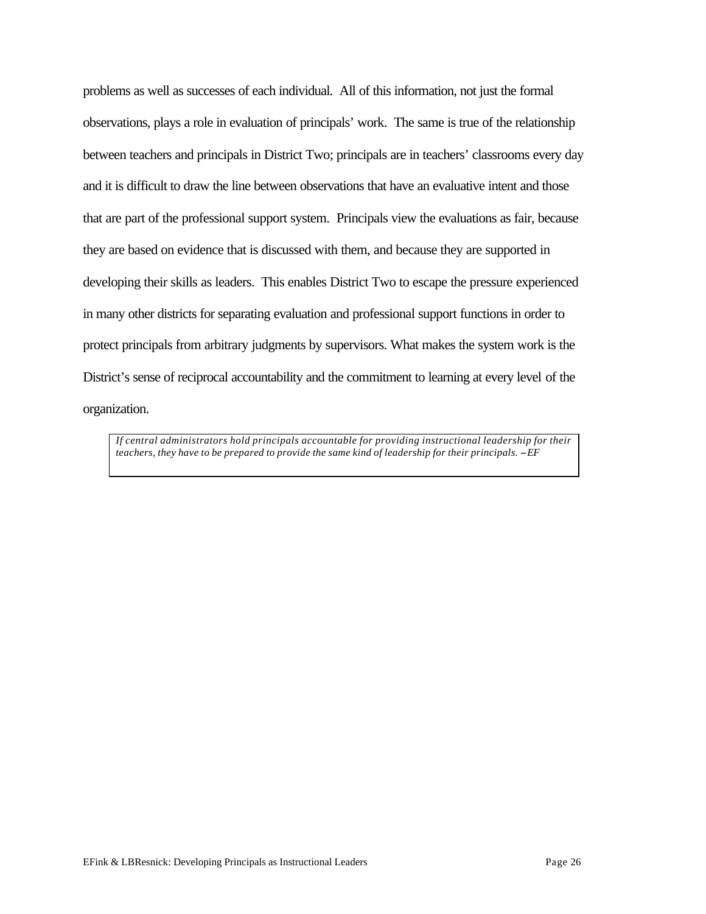problems as well as successes of each individual. All of this information, not just the formal observations, plays a role in evaluation of principals' work. The same is true of the relationship between teachers and principals in District Two; principals are in teachers' classrooms every day and it is difficult to draw the line between observations that have an evaluative intent and those that are part of the professional support system. Principals view the evaluations as fair, because they are based on evidence that is discussed with them, and because they are supported in developing their skills as leaders. This enables District Two to escape the pressure experienced in many other districts for separating evaluation and professional support functions in order to protect principals from arbitrary judgments by supervisors. What makes the system work is the District's sense of reciprocal accountability and the commitment to learning at every level of the organization.

> *If central administrators hold principals accountable for providing instructional leadership for their teachers, they have to be prepared to provide the same kind of leadership for their principals. –EF*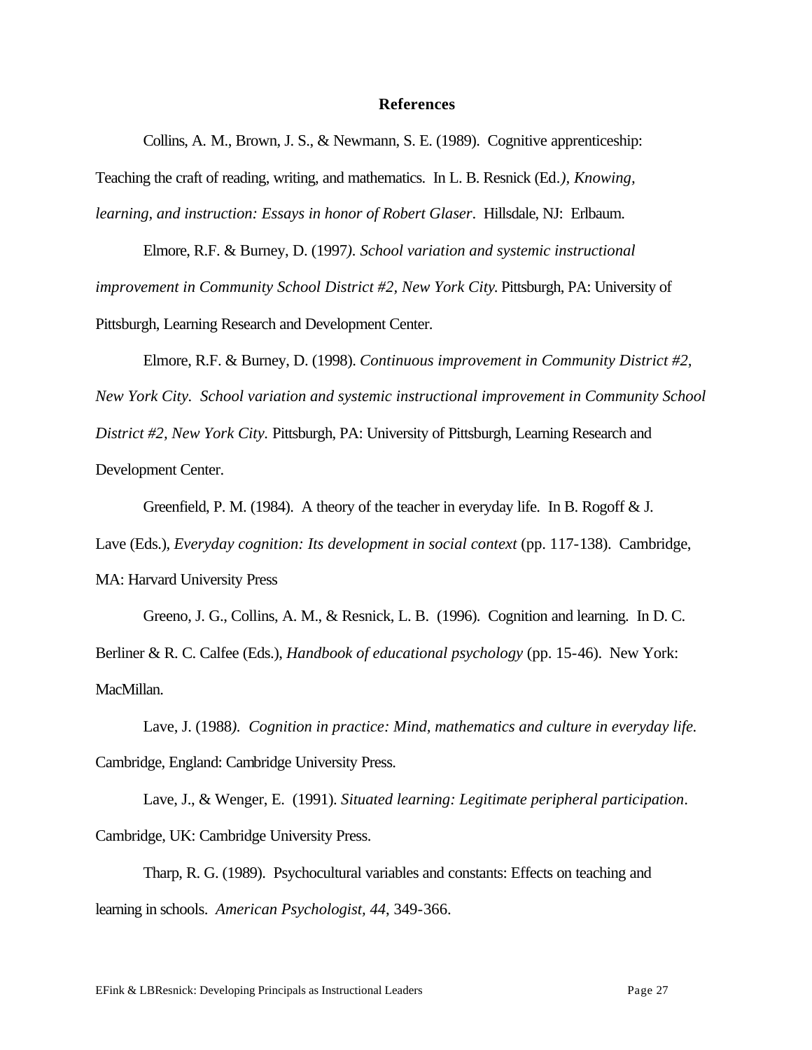## References

Collins, A. M., Brown, J. S., & Newmann, S. E. (1989). Cognitive apprenticeship: Teaching the craft of reading, writing, and mathematics. In L. B. Resnick (Ed.), *Knowing, learning, and instruction: Essays in honor of Robert Glaser*. Hillsdale, NJ: Erlbaum.

Elmore, R.F. & Burney, D. (1997). *School variation and systemic instructional improvement in Community School District #2, New York City.* Pittsburgh, PA: University of Pittsburgh, Learning Research and Development Center.

Elmore, R.F. & Burney, D. (1998). *Continuous improvement in Community District #2, New York City. School variation and systemic instructional improvement in Community School District #2, New York City.* Pittsburgh, PA: University of Pittsburgh, Learning Research and Development Center.

Greenfield, P. M. (1984). A theory of the teacher in everyday life. In B. Rogoff & J. Lave (Eds.), *Everyday cognition: Its development in social context* (pp. 117-138). Cambridge, MA: Harvard University Press

Greeno, J. G., Collins, A. M., & Resnick, L. B. (1996). Cognition and learning. In D. C. Berliner & R. C. Calfee (Eds.), *Handbook of educational psychology* (pp. 15-46). New York: MacMillan.

Lave, J. (1988). *Cognition in practice: Mind, mathematics and culture in everyday life.* Cambridge, England: Cambridge University Press.

Lave, J., & Wenger, E. (1991). *Situated learning: Legitimate peripheral participation*. Cambridge, UK: Cambridge University Press.

Tharp, R. G. (1989). Psychocultural variables and constants: Effects on teaching and learning in schools. *American Psychologist, 44*, 349-366.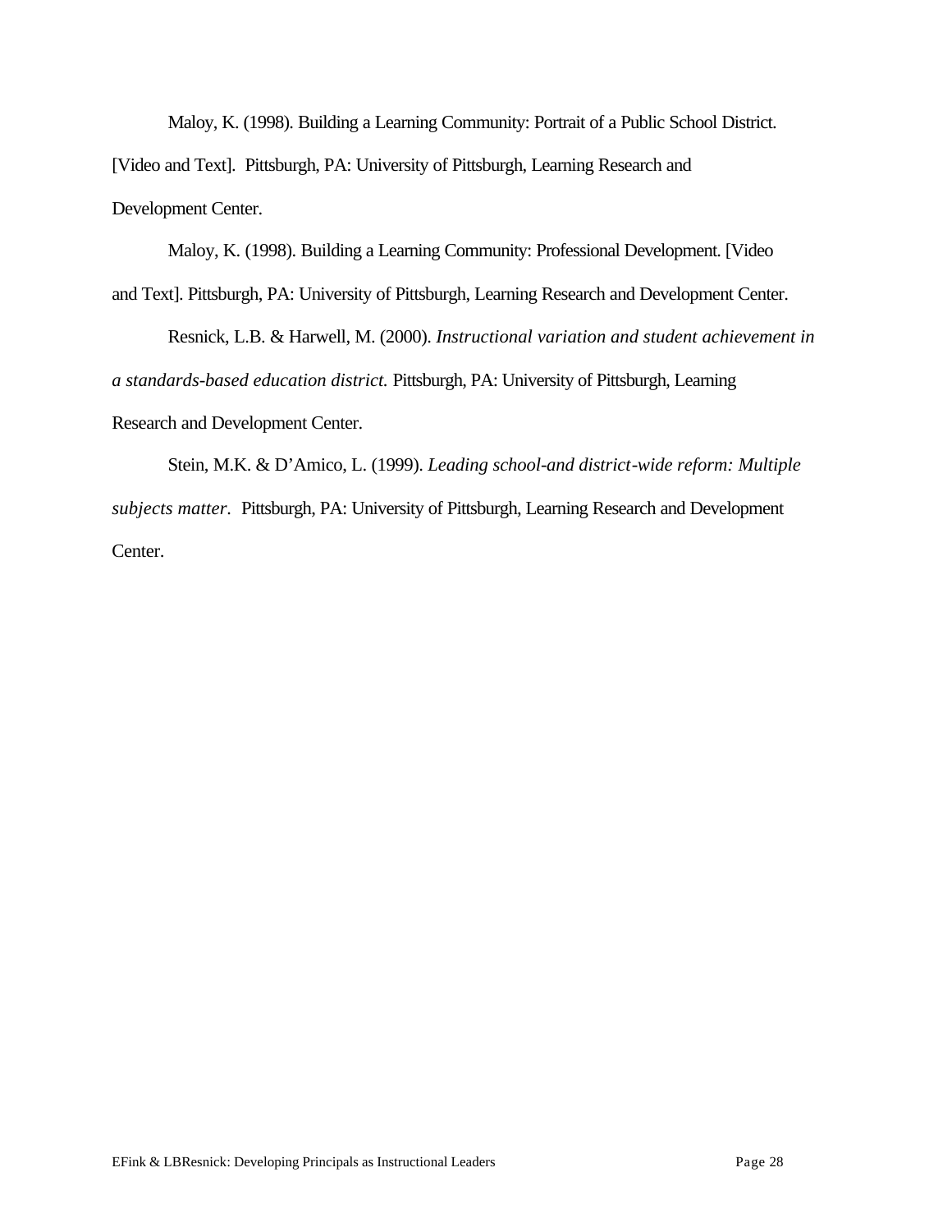Maloy, K. (1998). Building a Learning Community: Portrait of a Public School District. [Video and Text]. Pittsburgh, PA: University of Pittsburgh, Learning Research and Development Center.

Maloy, K. (1998). Building a Learning Community: Professional Development. [Video and Text]. Pittsburgh, PA: University of Pittsburgh, Learning Research and Development Center.

Resnick, L.B. & Harwell, M. (2000). *Instructional variation and student achievement in a standards-based education district.* Pittsburgh, PA: University of Pittsburgh, Learning Research and Development Center.

Stein, M.K. & D'Amico, L. (1999). *Leading school-and district-wide reform: Multiple subjects matter*. Pittsburgh, PA: University of Pittsburgh, Learning Research and Development Center.